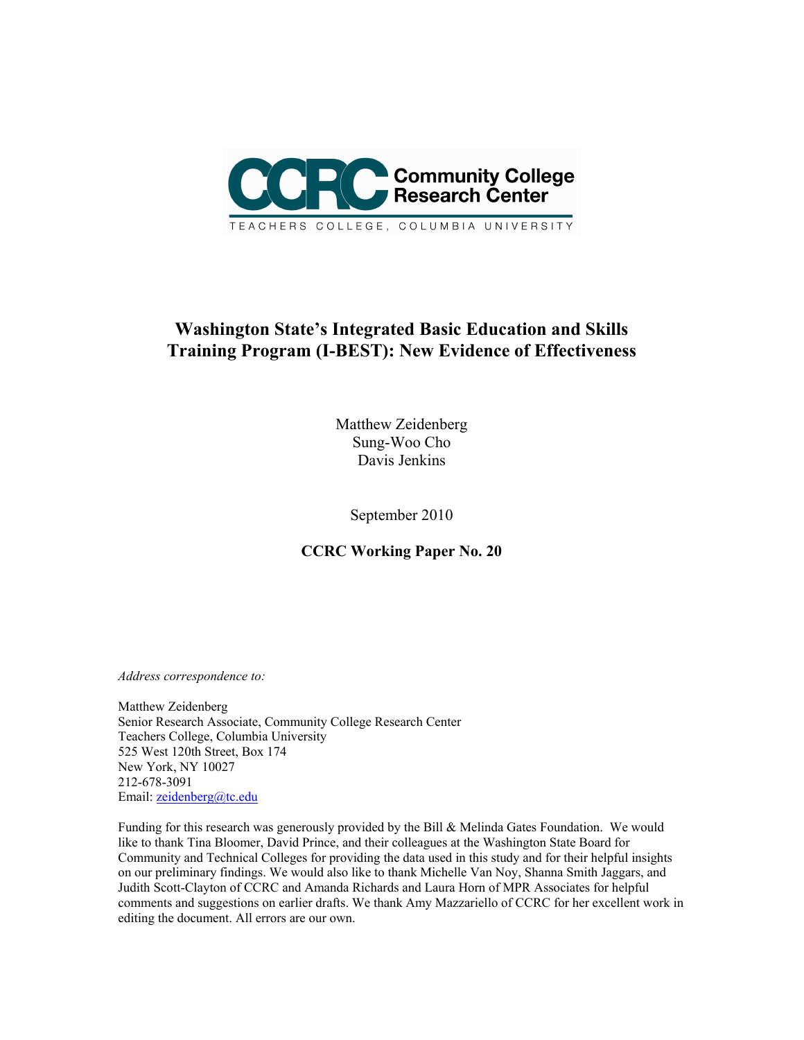Community College Research Center

TEACHERS COLLEGE, COLUMBIA UNIVERSITY

# Washington State's Integrated Basic Education and Skills Training Program (I-BEST): New Evidence of Effectiveness

Matthew Zeidenberg
Sung-Woo Cho
Davis Jenkins

September 2010

**CCRC Working Paper No. 20**

*Address correspondence to:*

Matthew Zeidenberg
Senior Research Associate, Community College Research Center
Teachers College, Columbia University
525 West 120th Street, Box 174
New York, NY 10027
212-678-3091
Email: zeidenberg@tc.edu

Funding for this research was generously provided by the Bill & Melinda Gates Foundation. We would like to thank Tina Bloomer, David Prince, and their colleagues at the Washington State Board for Community and Technical Colleges for providing the data used in this study and for their helpful insights on our preliminary findings. We would also like to thank Michelle Van Noy, Shanna Smith Jaggars, and Judith Scott-Clayton of CCRC and Amanda Richards and Laura Horn of MPR Associates for helpful comments and suggestions on earlier drafts. We thank Amy Mazzariello of CCRC for her excellent work in editing the document. All errors are our own.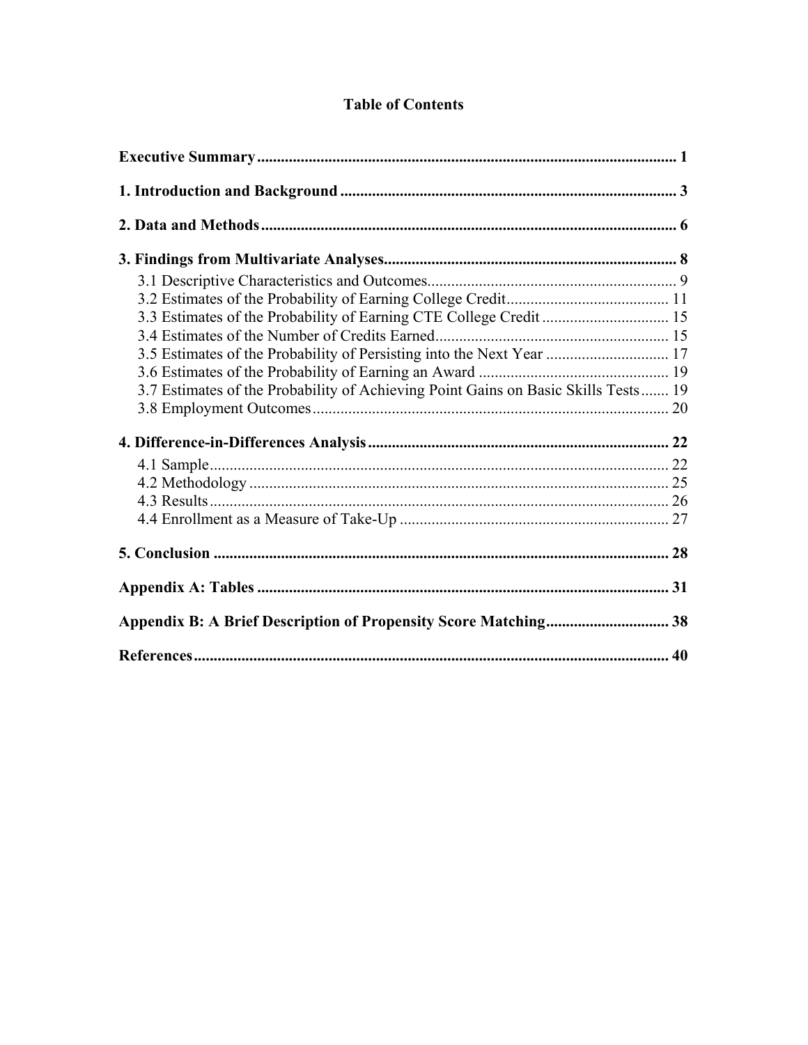# Table of Contents

**Executive Summary** ........................................................................................................ 1

**1. Introduction and Background** .................................................................................... 3

**2. Data and Methods** ....................................................................................................... 6

**3. Findings from Multivariate Analyses** ......................................................................... 8

3.1 Descriptive Characteristics and Outcomes .............................................................. 9
3.2 Estimates of the Probability of Earning College Credit ......................................... 11
3.3 Estimates of the Probability of Earning CTE College Credit ................................ 15
3.4 Estimates of the Number of Credits Earned ........................................................... 15
3.5 Estimates of the Probability of Persisting into the Next Year ............................... 17
3.6 Estimates of the Probability of Earning an Award ................................................ 19
3.7 Estimates of the Probability of Achieving Point Gains on Basic Skills Tests ....... 19
3.8 Employment Outcomes .......................................................................................... 20

**4. Difference-in-Differences Analysis** ........................................................................... 22

4.1 Sample .................................................................................................................... 22
4.2 Methodology .......................................................................................................... 25
4.3 Results .................................................................................................................... 26
4.4 Enrollment as a Measure of Take-Up .................................................................... 27

**5. Conclusion** .................................................................................................................. 28

**Appendix A: Tables** ....................................................................................................... 31

**Appendix B: A Brief Description of Propensity Score Matching** ............................... 38

**References** ....................................................................................................................... 40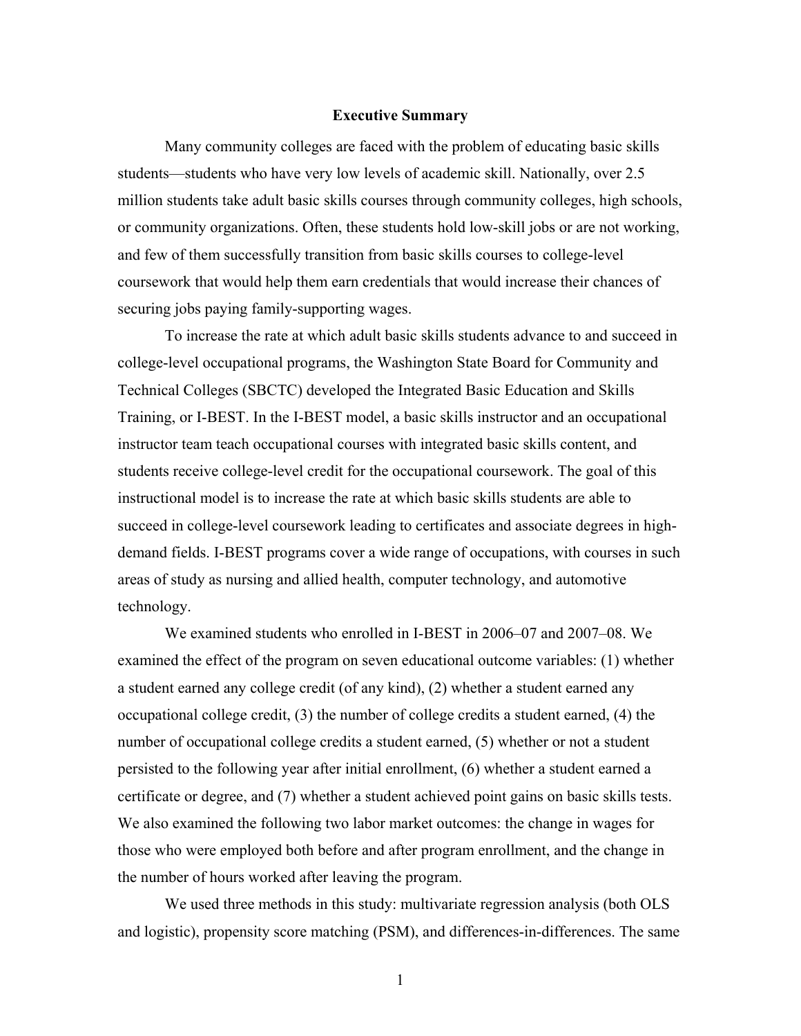## Executive Summary

Many community colleges are faced with the problem of educating basic skills students—students who have very low levels of academic skill. Nationally, over 2.5 million students take adult basic skills courses through community colleges, high schools, or community organizations. Often, these students hold low-skill jobs or are not working, and few of them successfully transition from basic skills courses to college-level coursework that would help them earn credentials that would increase their chances of securing jobs paying family-supporting wages.

To increase the rate at which adult basic skills students advance to and succeed in college-level occupational programs, the Washington State Board for Community and Technical Colleges (SBCTC) developed the Integrated Basic Education and Skills Training, or I-BEST. In the I-BEST model, a basic skills instructor and an occupational instructor team teach occupational courses with integrated basic skills content, and students receive college-level credit for the occupational coursework. The goal of this instructional model is to increase the rate at which basic skills students are able to succeed in college-level coursework leading to certificates and associate degrees in high-demand fields. I-BEST programs cover a wide range of occupations, with courses in such areas of study as nursing and allied health, computer technology, and automotive technology.

We examined students who enrolled in I-BEST in 2006–07 and 2007–08. We examined the effect of the program on seven educational outcome variables: (1) whether a student earned any college credit (of any kind), (2) whether a student earned any occupational college credit, (3) the number of college credits a student earned, (4) the number of occupational college credits a student earned, (5) whether or not a student persisted to the following year after initial enrollment, (6) whether a student earned a certificate or degree, and (7) whether a student achieved point gains on basic skills tests. We also examined the following two labor market outcomes: the change in wages for those who were employed both before and after program enrollment, and the change in the number of hours worked after leaving the program.

We used three methods in this study: multivariate regression analysis (both OLS and logistic), propensity score matching (PSM), and differences-in-differences. The same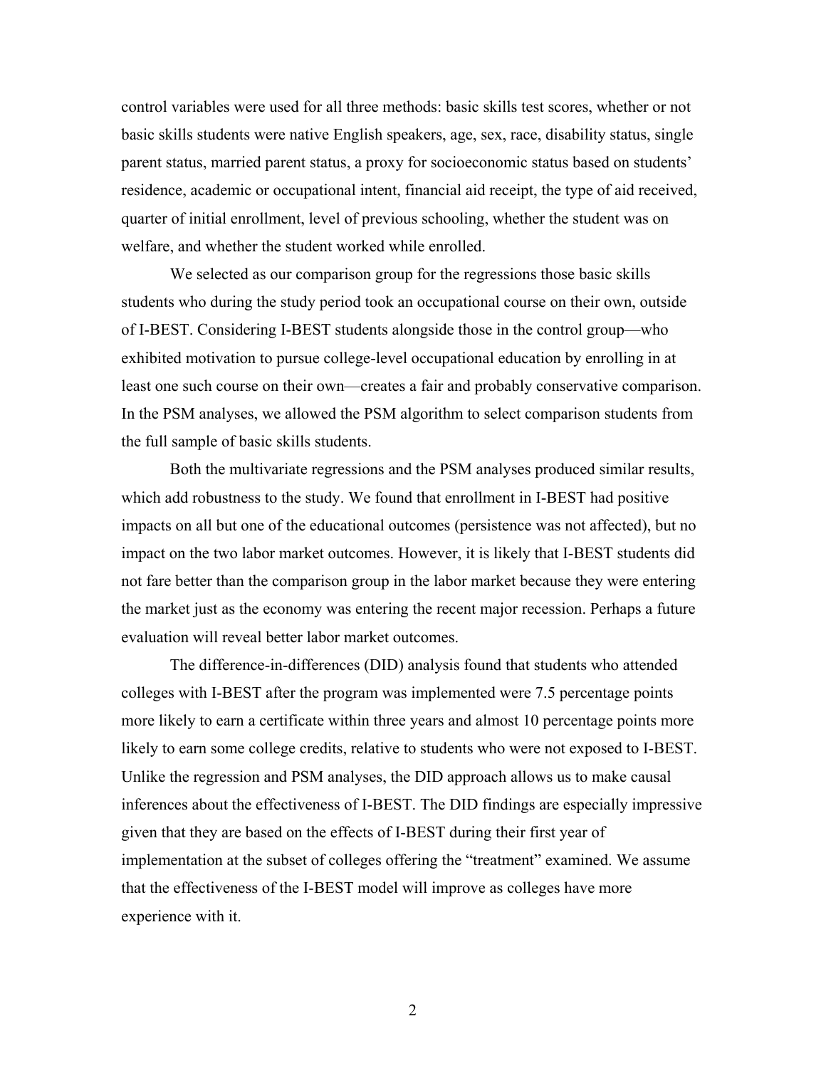control variables were used for all three methods: basic skills test scores, whether or not basic skills students were native English speakers, age, sex, race, disability status, single parent status, married parent status, a proxy for socioeconomic status based on students' residence, academic or occupational intent, financial aid receipt, the type of aid received, quarter of initial enrollment, level of previous schooling, whether the student was on welfare, and whether the student worked while enrolled.

We selected as our comparison group for the regressions those basic skills students who during the study period took an occupational course on their own, outside of I-BEST. Considering I-BEST students alongside those in the control group—who exhibited motivation to pursue college-level occupational education by enrolling in at least one such course on their own—creates a fair and probably conservative comparison. In the PSM analyses, we allowed the PSM algorithm to select comparison students from the full sample of basic skills students.

Both the multivariate regressions and the PSM analyses produced similar results, which add robustness to the study. We found that enrollment in I-BEST had positive impacts on all but one of the educational outcomes (persistence was not affected), but no impact on the two labor market outcomes. However, it is likely that I-BEST students did not fare better than the comparison group in the labor market because they were entering the market just as the economy was entering the recent major recession. Perhaps a future evaluation will reveal better labor market outcomes.

The difference-in-differences (DID) analysis found that students who attended colleges with I-BEST after the program was implemented were 7.5 percentage points more likely to earn a certificate within three years and almost 10 percentage points more likely to earn some college credits, relative to students who were not exposed to I-BEST. Unlike the regression and PSM analyses, the DID approach allows us to make causal inferences about the effectiveness of I-BEST. The DID findings are especially impressive given that they are based on the effects of I-BEST during their first year of implementation at the subset of colleges offering the "treatment" examined. We assume that the effectiveness of the I-BEST model will improve as colleges have more experience with it.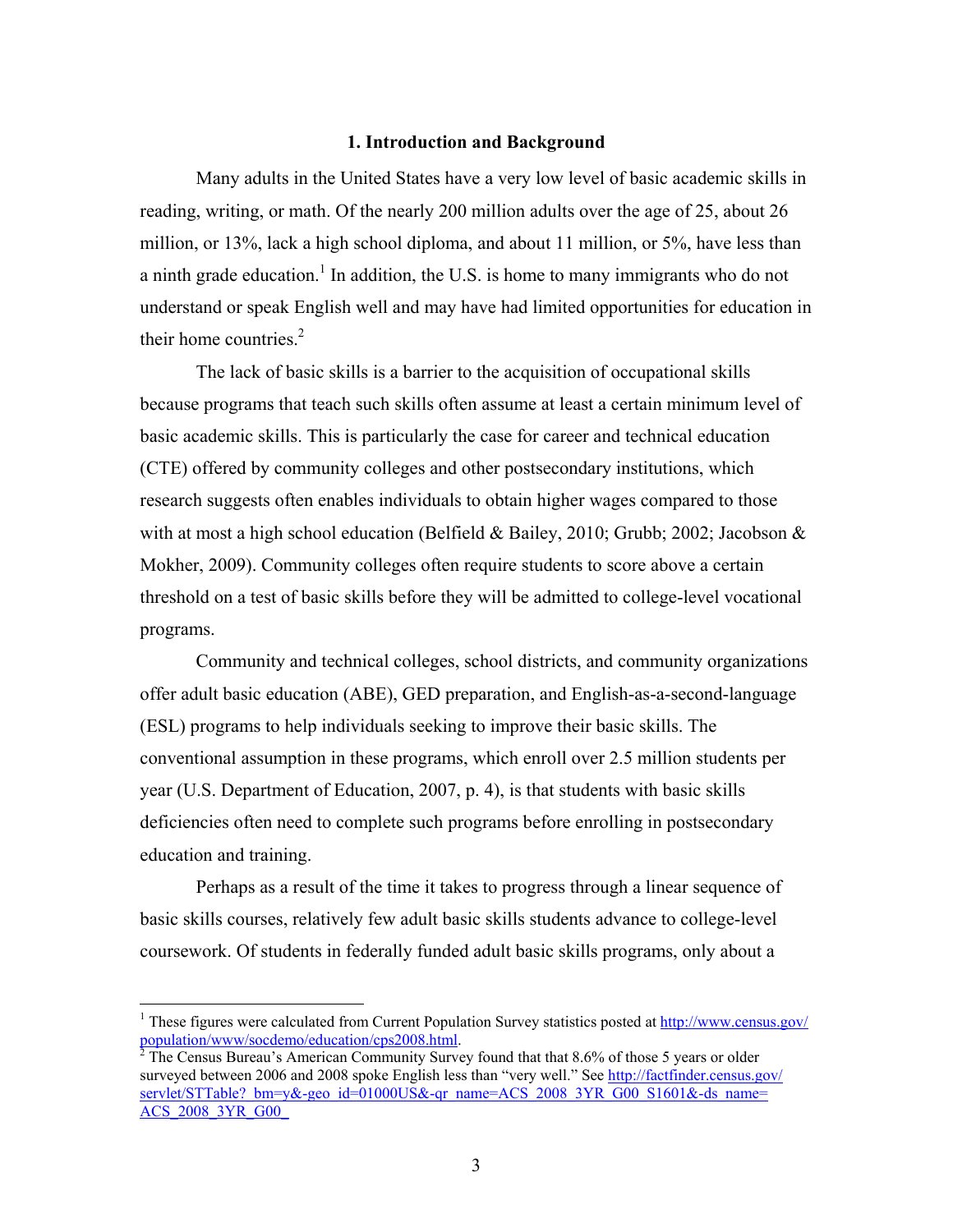## 1. Introduction and Background

Many adults in the United States have a very low level of basic academic skills in reading, writing, or math. Of the nearly 200 million adults over the age of 25, about 26 million, or 13%, lack a high school diploma, and about 11 million, or 5%, have less than a ninth grade education.[1] In addition, the U.S. is home to many immigrants who do not understand or speak English well and may have had limited opportunities for education in their home countries.[2]

The lack of basic skills is a barrier to the acquisition of occupational skills because programs that teach such skills often assume at least a certain minimum level of basic academic skills. This is particularly the case for career and technical education (CTE) offered by community colleges and other postsecondary institutions, which research suggests often enables individuals to obtain higher wages compared to those with at most a high school education (Belfield & Bailey, 2010; Grubb; 2002; Jacobson & Mokher, 2009). Community colleges often require students to score above a certain threshold on a test of basic skills before they will be admitted to college-level vocational programs.

Community and technical colleges, school districts, and community organizations offer adult basic education (ABE), GED preparation, and English-as-a-second-language (ESL) programs to help individuals seeking to improve their basic skills. The conventional assumption in these programs, which enroll over 2.5 million students per year (U.S. Department of Education, 2007, p. 4), is that students with basic skills deficiencies often need to complete such programs before enrolling in postsecondary education and training.

Perhaps as a result of the time it takes to progress through a linear sequence of basic skills courses, relatively few adult basic skills students advance to college-level coursework. Of students in federally funded adult basic skills programs, only about a

---

[1] These figures were calculated from Current Population Survey statistics posted at http://www.census.gov/population/www/socdemo/education/cps2008.html.

[2] The Census Bureau's American Community Survey found that that 8.6% of those 5 years or older surveyed between 2006 and 2008 spoke English less than "very well." See http://factfinder.census.gov/servlet/STTable?_bm=y&-geo_id=01000US&-qr_name=ACS_2008_3YR_G00_S1601&-ds_name=ACS_2008_3YR_G00_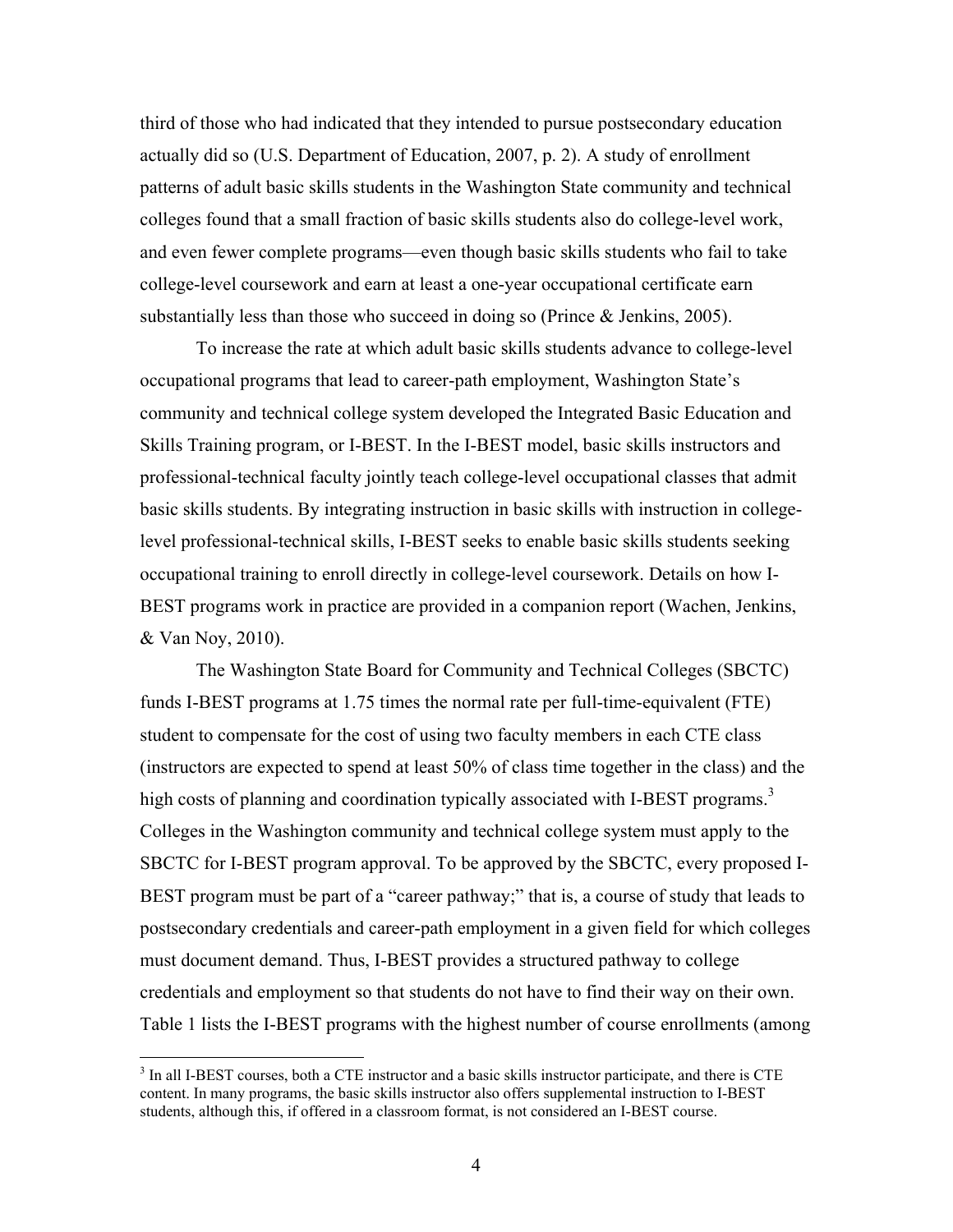third of those who had indicated that they intended to pursue postsecondary education actually did so (U.S. Department of Education, 2007, p. 2). A study of enrollment patterns of adult basic skills students in the Washington State community and technical colleges found that a small fraction of basic skills students also do college-level work, and even fewer complete programs—even though basic skills students who fail to take college-level coursework and earn at least a one-year occupational certificate earn substantially less than those who succeed in doing so (Prince & Jenkins, 2005).

To increase the rate at which adult basic skills students advance to college-level occupational programs that lead to career-path employment, Washington State's community and technical college system developed the Integrated Basic Education and Skills Training program, or I-BEST. In the I-BEST model, basic skills instructors and professional-technical faculty jointly teach college-level occupational classes that admit basic skills students. By integrating instruction in basic skills with instruction in college-level professional-technical skills, I-BEST seeks to enable basic skills students seeking occupational training to enroll directly in college-level coursework. Details on how I-BEST programs work in practice are provided in a companion report (Wachen, Jenkins, & Van Noy, 2010).

The Washington State Board for Community and Technical Colleges (SBCTC) funds I-BEST programs at 1.75 times the normal rate per full-time-equivalent (FTE) student to compensate for the cost of using two faculty members in each CTE class (instructors are expected to spend at least 50% of class time together in the class) and the high costs of planning and coordination typically associated with I-BEST programs.[3] Colleges in the Washington community and technical college system must apply to the SBCTC for I-BEST program approval. To be approved by the SBCTC, every proposed I-BEST program must be part of a "career pathway;" that is, a course of study that leads to postsecondary credentials and career-path employment in a given field for which colleges must document demand. Thus, I-BEST provides a structured pathway to college credentials and employment so that students do not have to find their way on their own. Table 1 lists the I-BEST programs with the highest number of course enrollments (among

[3] In all I-BEST courses, both a CTE instructor and a basic skills instructor participate, and there is CTE content. In many programs, the basic skills instructor also offers supplemental instruction to I-BEST students, although this, if offered in a classroom format, is not considered an I-BEST course.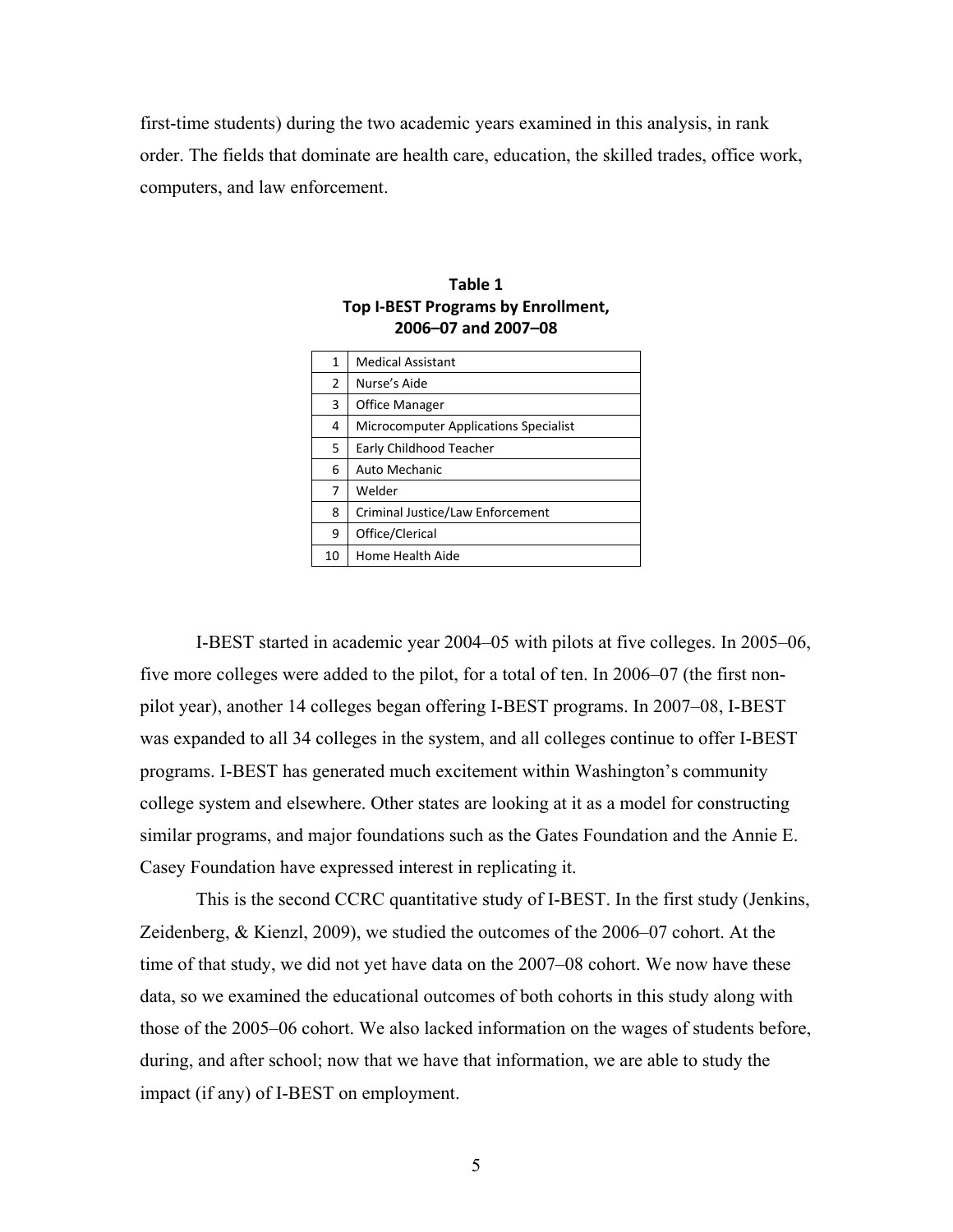first-time students) during the two academic years examined in this analysis, in rank order. The fields that dominate are health care, education, the skilled trades, office work, computers, and law enforcement.

**Table 1**
**Top I-BEST Programs by Enrollment, 2006–07 and 2007–08**

| | |
|---|---|
| 1 | Medical Assistant |
| 2 | Nurse's Aide |
| 3 | Office Manager |
| 4 | Microcomputer Applications Specialist |
| 5 | Early Childhood Teacher |
| 6 | Auto Mechanic |
| 7 | Welder |
| 8 | Criminal Justice/Law Enforcement |
| 9 | Office/Clerical |
| 10 | Home Health Aide |

I-BEST started in academic year 2004–05 with pilots at five colleges. In 2005–06, five more colleges were added to the pilot, for a total of ten. In 2006–07 (the first non-pilot year), another 14 colleges began offering I-BEST programs. In 2007–08, I-BEST was expanded to all 34 colleges in the system, and all colleges continue to offer I-BEST programs. I-BEST has generated much excitement within Washington's community college system and elsewhere. Other states are looking at it as a model for constructing similar programs, and major foundations such as the Gates Foundation and the Annie E. Casey Foundation have expressed interest in replicating it.

This is the second CCRC quantitative study of I-BEST. In the first study (Jenkins, Zeidenberg, & Kienzl, 2009), we studied the outcomes of the 2006–07 cohort. At the time of that study, we did not yet have data on the 2007–08 cohort. We now have these data, so we examined the educational outcomes of both cohorts in this study along with those of the 2005–06 cohort. We also lacked information on the wages of students before, during, and after school; now that we have that information, we are able to study the impact (if any) of I-BEST on employment.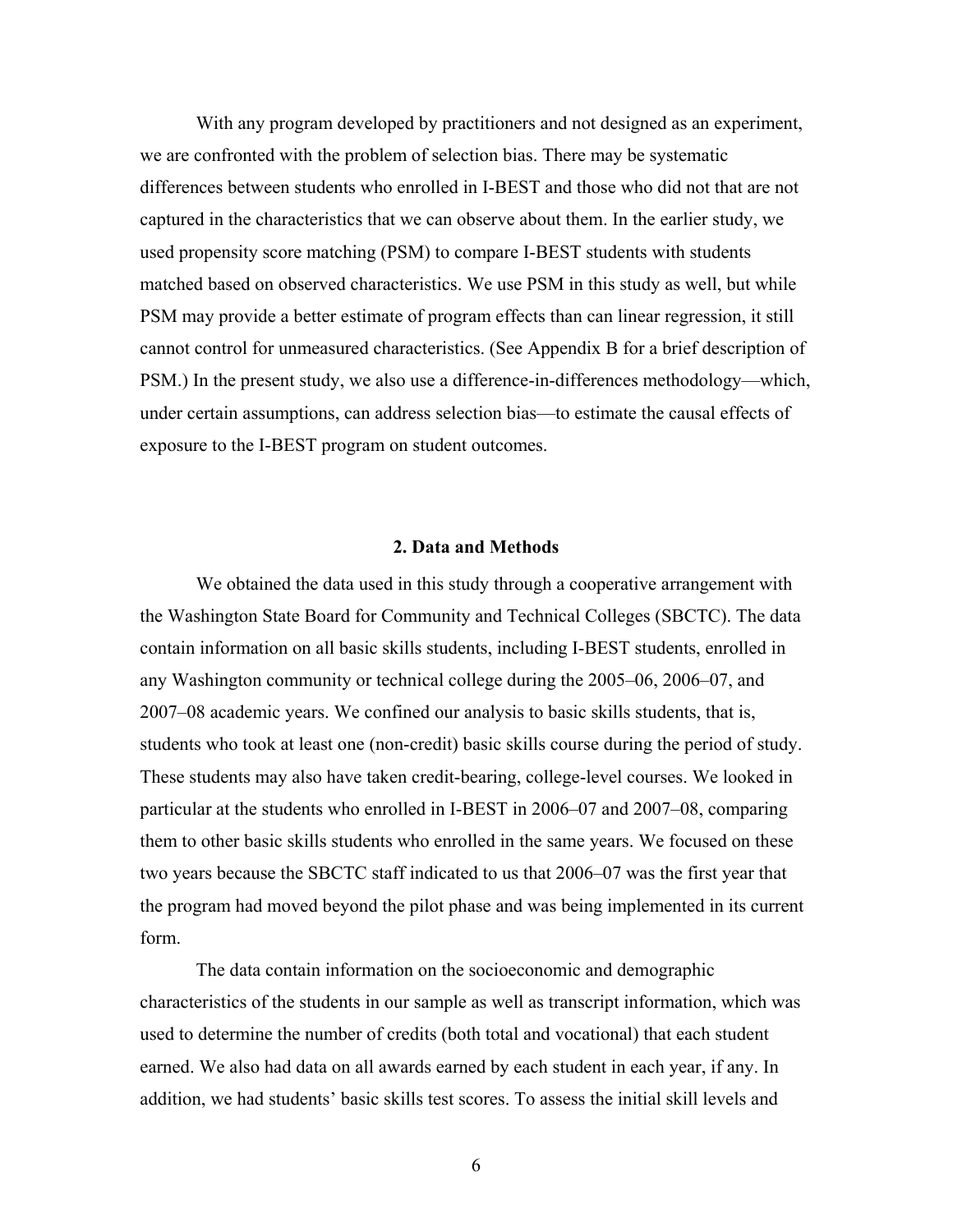With any program developed by practitioners and not designed as an experiment, we are confronted with the problem of selection bias. There may be systematic differences between students who enrolled in I-BEST and those who did not that are not captured in the characteristics that we can observe about them. In the earlier study, we used propensity score matching (PSM) to compare I-BEST students with students matched based on observed characteristics. We use PSM in this study as well, but while PSM may provide a better estimate of program effects than can linear regression, it still cannot control for unmeasured characteristics. (See Appendix B for a brief description of PSM.) In the present study, we also use a difference-in-differences methodology—which, under certain assumptions, can address selection bias—to estimate the causal effects of exposure to the I-BEST program on student outcomes.

## 2. Data and Methods

We obtained the data used in this study through a cooperative arrangement with the Washington State Board for Community and Technical Colleges (SBCTC). The data contain information on all basic skills students, including I-BEST students, enrolled in any Washington community or technical college during the 2005–06, 2006–07, and 2007–08 academic years. We confined our analysis to basic skills students, that is, students who took at least one (non-credit) basic skills course during the period of study. These students may also have taken credit-bearing, college-level courses. We looked in particular at the students who enrolled in I-BEST in 2006–07 and 2007–08, comparing them to other basic skills students who enrolled in the same years. We focused on these two years because the SBCTC staff indicated to us that 2006–07 was the first year that the program had moved beyond the pilot phase and was being implemented in its current form.

The data contain information on the socioeconomic and demographic characteristics of the students in our sample as well as transcript information, which was used to determine the number of credits (both total and vocational) that each student earned. We also had data on all awards earned by each student in each year, if any. In addition, we had students' basic skills test scores. To assess the initial skill levels and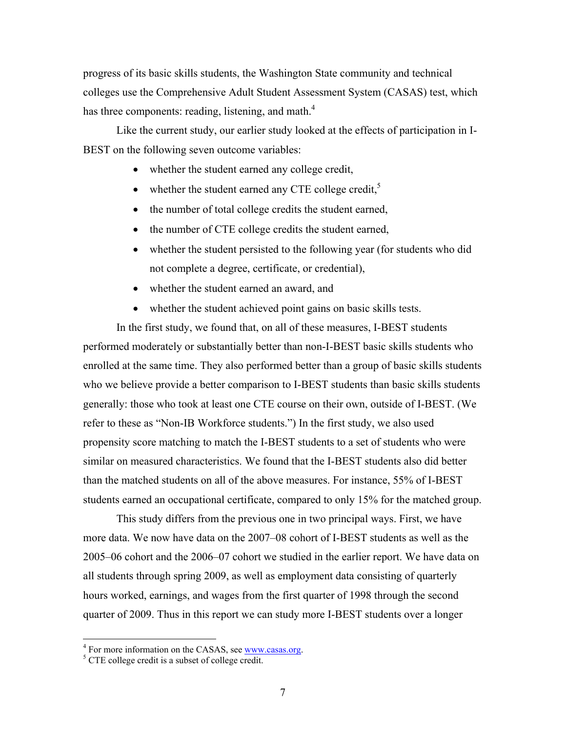progress of its basic skills students, the Washington State community and technical colleges use the Comprehensive Adult Student Assessment System (CASAS) test, which has three components: reading, listening, and math.[4]

Like the current study, our earlier study looked at the effects of participation in I-BEST on the following seven outcome variables:

- whether the student earned any college credit,
- whether the student earned any CTE college credit,[5]
- the number of total college credits the student earned,
- the number of CTE college credits the student earned,
- whether the student persisted to the following year (for students who did not complete a degree, certificate, or credential),
- whether the student earned an award, and
- whether the student achieved point gains on basic skills tests.

In the first study, we found that, on all of these measures, I-BEST students performed moderately or substantially better than non-I-BEST basic skills students who enrolled at the same time. They also performed better than a group of basic skills students who we believe provide a better comparison to I-BEST students than basic skills students generally: those who took at least one CTE course on their own, outside of I-BEST. (We refer to these as "Non-IB Workforce students.") In the first study, we also used propensity score matching to match the I-BEST students to a set of students who were similar on measured characteristics. We found that the I-BEST students also did better than the matched students on all of the above measures. For instance, 55% of I-BEST students earned an occupational certificate, compared to only 15% for the matched group.

This study differs from the previous one in two principal ways. First, we have more data. We now have data on the 2007–08 cohort of I-BEST students as well as the 2005–06 cohort and the 2006–07 cohort we studied in the earlier report. We have data on all students through spring 2009, as well as employment data consisting of quarterly hours worked, earnings, and wages from the first quarter of 1998 through the second quarter of 2009. Thus in this report we can study more I-BEST students over a longer

---

[4] For more information on the CASAS, see www.casas.org.

[5] CTE college credit is a subset of college credit.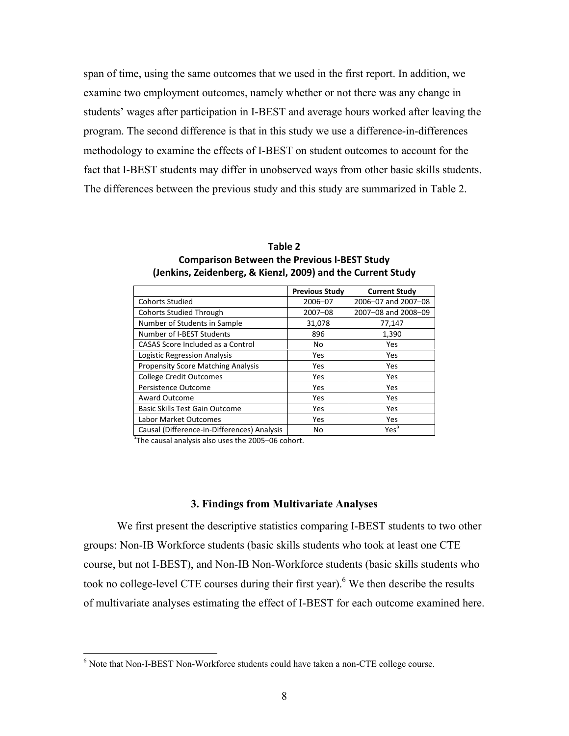span of time, using the same outcomes that we used in the first report. In addition, we examine two employment outcomes, namely whether or not there was any change in students' wages after participation in I-BEST and average hours worked after leaving the program. The second difference is that in this study we use a difference-in-differences methodology to examine the effects of I-BEST on student outcomes to account for the fact that I-BEST students may differ in unobserved ways from other basic skills students. The differences between the previous study and this study are summarized in Table 2.

**Table 2**
**Comparison Between the Previous I-BEST Study (Jenkins, Zeidenberg, & Kienzl, 2009) and the Current Study**

| | Previous Study | Current Study |
|---|---|---|
| Cohorts Studied | 2006–07 | 2006–07 and 2007–08 |
| Cohorts Studied Through | 2007–08 | 2007–08 and 2008–09 |
| Number of Students in Sample | 31,078 | 77,147 |
| Number of I-BEST Students | 896 | 1,390 |
| CASAS Score Included as a Control | No | Yes |
| Logistic Regression Analysis | Yes | Yes |
| Propensity Score Matching Analysis | Yes | Yes |
| College Credit Outcomes | Yes | Yes |
| Persistence Outcome | Yes | Yes |
| Award Outcome | Yes | Yes |
| Basic Skills Test Gain Outcome | Yes | Yes |
| Labor Market Outcomes | Yes | Yes |
| Causal (Difference-in-Differences) Analysis | No | Yes[a] |

[a]The causal analysis also uses the 2005–06 cohort.

## 3. Findings from Multivariate Analyses

We first present the descriptive statistics comparing I-BEST students to two other groups: Non-IB Workforce students (basic skills students who took at least one CTE course, but not I-BEST), and Non-IB Non-Workforce students (basic skills students who took no college-level CTE courses during their first year).[6] We then describe the results of multivariate analyses estimating the effect of I-BEST for each outcome examined here.

[6] Note that Non-I-BEST Non-Workforce students could have taken a non-CTE college course.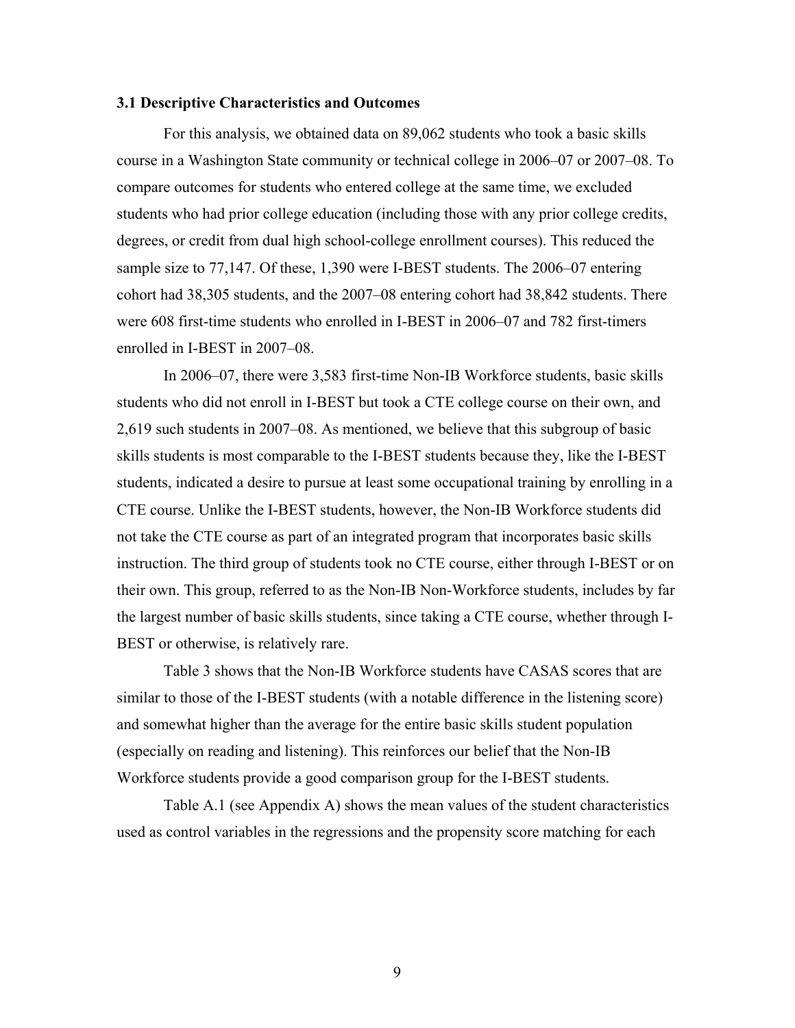### 3.1 Descriptive Characteristics and Outcomes

For this analysis, we obtained data on 89,062 students who took a basic skills course in a Washington State community or technical college in 2006–07 or 2007–08. To compare outcomes for students who entered college at the same time, we excluded students who had prior college education (including those with any prior college credits, degrees, or credit from dual high school-college enrollment courses). This reduced the sample size to 77,147. Of these, 1,390 were I-BEST students. The 2006–07 entering cohort had 38,305 students, and the 2007–08 entering cohort had 38,842 students. There were 608 first-time students who enrolled in I-BEST in 2006–07 and 782 first-timers enrolled in I-BEST in 2007–08.

In 2006–07, there were 3,583 first-time Non-IB Workforce students, basic skills students who did not enroll in I-BEST but took a CTE college course on their own, and 2,619 such students in 2007–08. As mentioned, we believe that this subgroup of basic skills students is most comparable to the I-BEST students because they, like the I-BEST students, indicated a desire to pursue at least some occupational training by enrolling in a CTE course. Unlike the I-BEST students, however, the Non-IB Workforce students did not take the CTE course as part of an integrated program that incorporates basic skills instruction. The third group of students took no CTE course, either through I-BEST or on their own. This group, referred to as the Non-IB Non-Workforce students, includes by far the largest number of basic skills students, since taking a CTE course, whether through I-BEST or otherwise, is relatively rare.

Table 3 shows that the Non-IB Workforce students have CASAS scores that are similar to those of the I-BEST students (with a notable difference in the listening score) and somewhat higher than the average for the entire basic skills student population (especially on reading and listening). This reinforces our belief that the Non-IB Workforce students provide a good comparison group for the I-BEST students.

Table A.1 (see Appendix A) shows the mean values of the student characteristics used as control variables in the regressions and the propensity score matching for each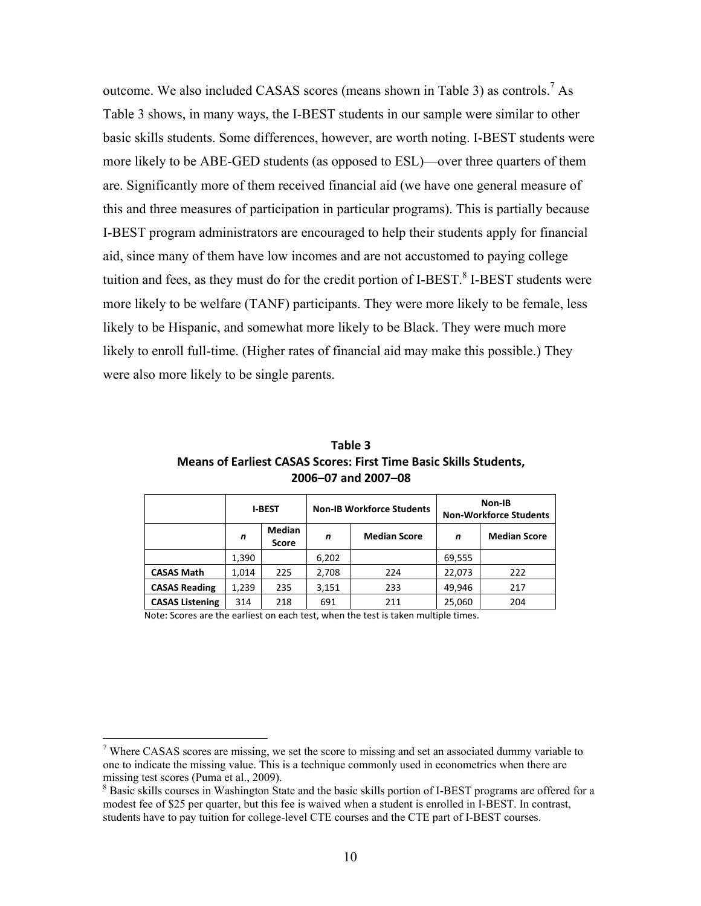outcome. We also included CASAS scores (means shown in Table 3) as controls.[7] As Table 3 shows, in many ways, the I-BEST students in our sample were similar to other basic skills students. Some differences, however, are worth noting. I-BEST students were more likely to be ABE-GED students (as opposed to ESL)—over three quarters of them are. Significantly more of them received financial aid (we have one general measure of this and three measures of participation in particular programs). This is partially because I-BEST program administrators are encouraged to help their students apply for financial aid, since many of them have low incomes and are not accustomed to paying college tuition and fees, as they must do for the credit portion of I-BEST.[8] I-BEST students were more likely to be welfare (TANF) participants. They were more likely to be female, less likely to be Hispanic, and somewhat more likely to be Black. They were much more likely to enroll full-time. (Higher rates of financial aid may make this possible.) They were also more likely to be single parents.

**Table 3**
**Means of Earliest CASAS Scores: First Time Basic Skills Students, 2006–07 and 2007–08**

| | I-BEST | | Non-IB Workforce Students | | Non-IB Non-Workforce Students | |
|---|---|---|---|---|---|---|
| | *n* | Median Score | *n* | Median Score | *n* | Median Score |
| | 1,390 | | 6,202 | | 69,555 | |
| **CASAS Math** | 1,014 | 225 | 2,708 | 224 | 22,073 | 222 |
| **CASAS Reading** | 1,239 | 235 | 3,151 | 233 | 49,946 | 217 |
| **CASAS Listening** | 314 | 218 | 691 | 211 | 25,060 | 204 |

Note: Scores are the earliest on each test, when the test is taken multiple times.

[7] Where CASAS scores are missing, we set the score to missing and set an associated dummy variable to one to indicate the missing value. This is a technique commonly used in econometrics when there are missing test scores (Puma et al., 2009).

[8] Basic skills courses in Washington State and the basic skills portion of I-BEST programs are offered for a modest fee of $25 per quarter, but this fee is waived when a student is enrolled in I-BEST. In contrast, students have to pay tuition for college-level CTE courses and the CTE part of I-BEST courses.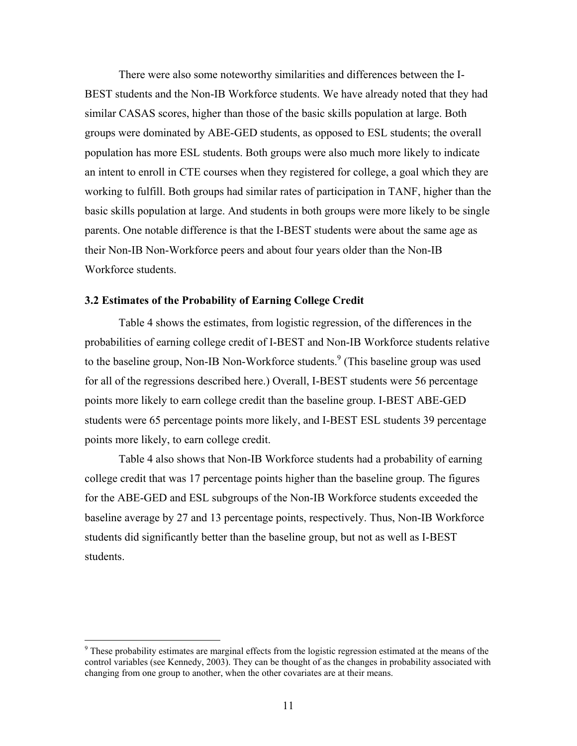There were also some noteworthy similarities and differences between the I-BEST students and the Non-IB Workforce students. We have already noted that they had similar CASAS scores, higher than those of the basic skills population at large. Both groups were dominated by ABE-GED students, as opposed to ESL students; the overall population has more ESL students. Both groups were also much more likely to indicate an intent to enroll in CTE courses when they registered for college, a goal which they are working to fulfill. Both groups had similar rates of participation in TANF, higher than the basic skills population at large. And students in both groups were more likely to be single parents. One notable difference is that the I-BEST students were about the same age as their Non-IB Non-Workforce peers and about four years older than the Non-IB Workforce students.

### 3.2 Estimates of the Probability of Earning College Credit

Table 4 shows the estimates, from logistic regression, of the differences in the probabilities of earning college credit of I-BEST and Non-IB Workforce students relative to the baseline group, Non-IB Non-Workforce students.[9] (This baseline group was used for all of the regressions described here.) Overall, I-BEST students were 56 percentage points more likely to earn college credit than the baseline group. I-BEST ABE-GED students were 65 percentage points more likely, and I-BEST ESL students 39 percentage points more likely, to earn college credit.

Table 4 also shows that Non-IB Workforce students had a probability of earning college credit that was 17 percentage points higher than the baseline group. The figures for the ABE-GED and ESL subgroups of the Non-IB Workforce students exceeded the baseline average by 27 and 13 percentage points, respectively. Thus, Non-IB Workforce students did significantly better than the baseline group, but not as well as I-BEST students.

---

[9] These probability estimates are marginal effects from the logistic regression estimated at the means of the control variables (see Kennedy, 2003). They can be thought of as the changes in probability associated with changing from one group to another, when the other covariates are at their means.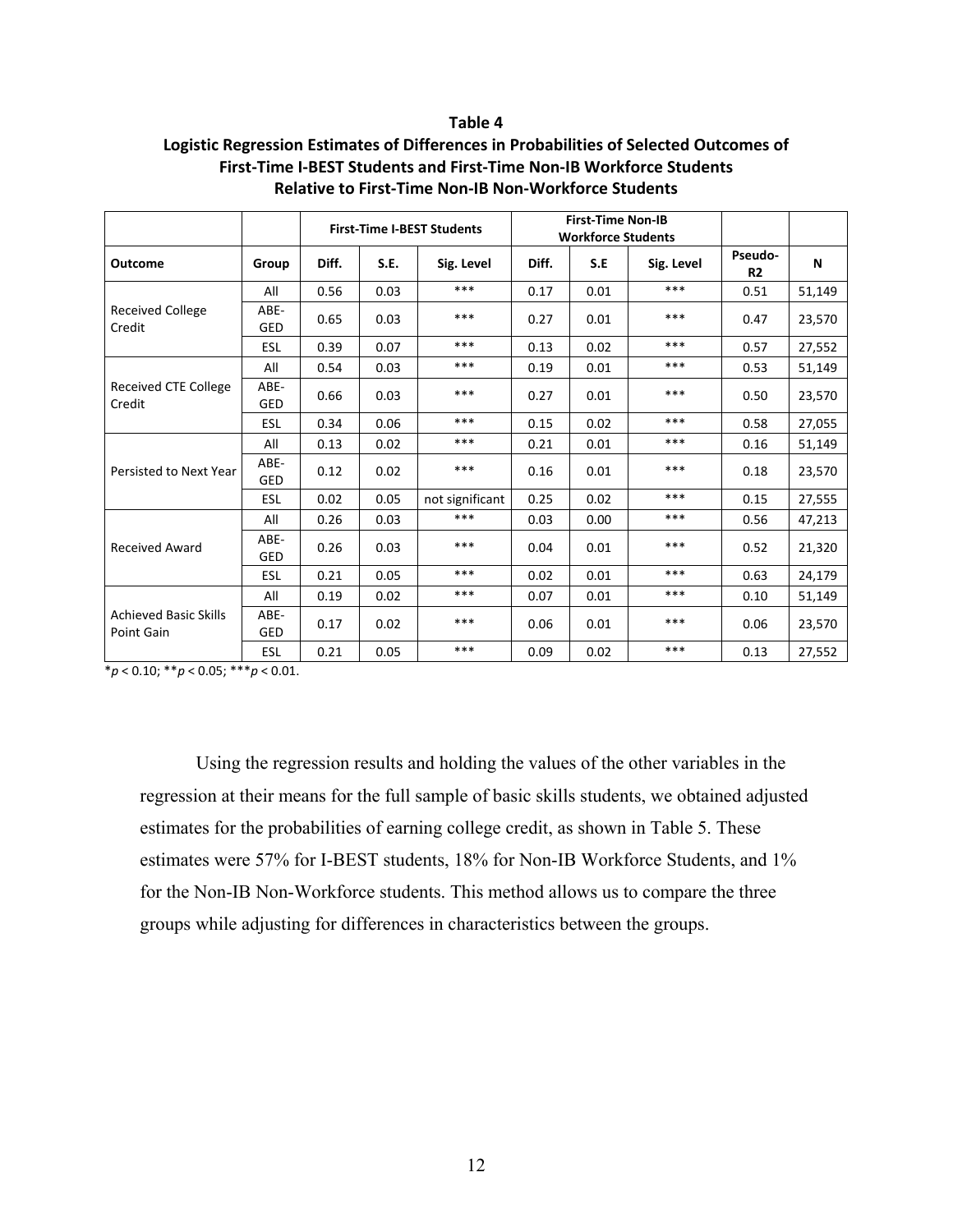**Table 4**

**Logistic Regression Estimates of Differences in Probabilities of Selected Outcomes of First-Time I-BEST Students and First-Time Non-IB Workforce Students Relative to First-Time Non-IB Non-Workforce Students**

| | | First-Time I-BEST Students | | | First-Time Non-IB Workforce Students | | | | |
|---|---|---|---|---|---|---|---|---|---|
| **Outcome** | **Group** | **Diff.** | **S.E.** | **Sig. Level** | **Diff.** | **S.E** | **Sig. Level** | **Pseudo-R2** | **N** |
| Received College Credit | All | 0.56 | 0.03 | *** | 0.17 | 0.01 | *** | 0.51 | 51,149 |
| | ABE-GED | 0.65 | 0.03 | *** | 0.27 | 0.01 | *** | 0.47 | 23,570 |
| | ESL | 0.39 | 0.07 | *** | 0.13 | 0.02 | *** | 0.57 | 27,552 |
| Received CTE College Credit | All | 0.54 | 0.03 | *** | 0.19 | 0.01 | *** | 0.53 | 51,149 |
| | ABE-GED | 0.66 | 0.03 | *** | 0.27 | 0.01 | *** | 0.50 | 23,570 |
| | ESL | 0.34 | 0.06 | *** | 0.15 | 0.02 | *** | 0.58 | 27,055 |
| Persisted to Next Year | All | 0.13 | 0.02 | *** | 0.21 | 0.01 | *** | 0.16 | 51,149 |
| | ABE-GED | 0.12 | 0.02 | *** | 0.16 | 0.01 | *** | 0.18 | 23,570 |
| | ESL | 0.02 | 0.05 | not significant | 0.25 | 0.02 | *** | 0.15 | 27,555 |
| Received Award | All | 0.26 | 0.03 | *** | 0.03 | 0.00 | *** | 0.56 | 47,213 |
| | ABE-GED | 0.26 | 0.03 | *** | 0.04 | 0.01 | *** | 0.52 | 21,320 |
| | ESL | 0.21 | 0.05 | *** | 0.02 | 0.01 | *** | 0.63 | 24,179 |
| Achieved Basic Skills Point Gain | All | 0.19 | 0.02 | *** | 0.07 | 0.01 | *** | 0.10 | 51,149 |
| | ABE-GED | 0.17 | 0.02 | *** | 0.06 | 0.01 | *** | 0.06 | 23,570 |
| | ESL | 0.21 | 0.05 | *** | 0.09 | 0.02 | *** | 0.13 | 27,552 |

*$p < 0.10$; **$p < 0.05$; ***$p < 0.01$.

Using the regression results and holding the values of the other variables in the regression at their means for the full sample of basic skills students, we obtained adjusted estimates for the probabilities of earning college credit, as shown in Table 5. These estimates were 57% for I-BEST students, 18% for Non-IB Workforce Students, and 1% for the Non-IB Non-Workforce students. This method allows us to compare the three groups while adjusting for differences in characteristics between the groups.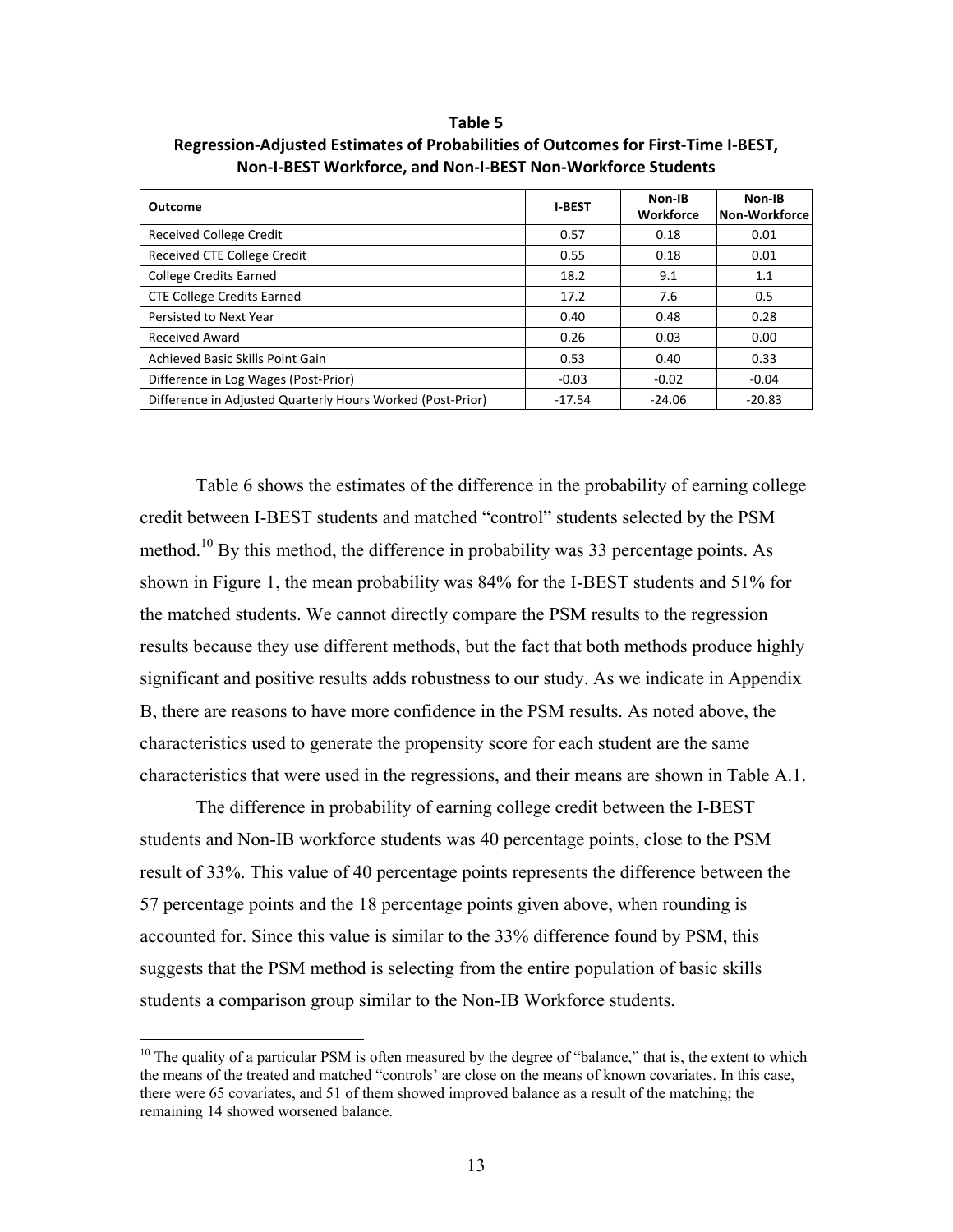**Table 5**
**Regression-Adjusted Estimates of Probabilities of Outcomes for First-Time I-BEST, Non-I-BEST Workforce, and Non-I-BEST Non-Workforce Students**

| Outcome | I-BEST | Non-IB Workforce | Non-IB Non-Workforce |
|---|---|---|---|
| Received College Credit | 0.57 | 0.18 | 0.01 |
| Received CTE College Credit | 0.55 | 0.18 | 0.01 |
| College Credits Earned | 18.2 | 9.1 | 1.1 |
| CTE College Credits Earned | 17.2 | 7.6 | 0.5 |
| Persisted to Next Year | 0.40 | 0.48 | 0.28 |
| Received Award | 0.26 | 0.03 | 0.00 |
| Achieved Basic Skills Point Gain | 0.53 | 0.40 | 0.33 |
| Difference in Log Wages (Post-Prior) | -0.03 | -0.02 | -0.04 |
| Difference in Adjusted Quarterly Hours Worked (Post-Prior) | -17.54 | -24.06 | -20.83 |

Table 6 shows the estimates of the difference in the probability of earning college credit between I-BEST students and matched "control" students selected by the PSM method.[10] By this method, the difference in probability was 33 percentage points. As shown in Figure 1, the mean probability was 84% for the I-BEST students and 51% for the matched students. We cannot directly compare the PSM results to the regression results because they use different methods, but the fact that both methods produce highly significant and positive results adds robustness to our study. As we indicate in Appendix B, there are reasons to have more confidence in the PSM results. As noted above, the characteristics used to generate the propensity score for each student are the same characteristics that were used in the regressions, and their means are shown in Table A.1.

The difference in probability of earning college credit between the I-BEST students and Non-IB workforce students was 40 percentage points, close to the PSM result of 33%. This value of 40 percentage points represents the difference between the 57 percentage points and the 18 percentage points given above, when rounding is accounted for. Since this value is similar to the 33% difference found by PSM, this suggests that the PSM method is selecting from the entire population of basic skills students a comparison group similar to the Non-IB Workforce students.

[10] The quality of a particular PSM is often measured by the degree of "balance," that is, the extent to which the means of the treated and matched "controls' are close on the means of known covariates. In this case, there were 65 covariates, and 51 of them showed improved balance as a result of the matching; the remaining 14 showed worsened balance.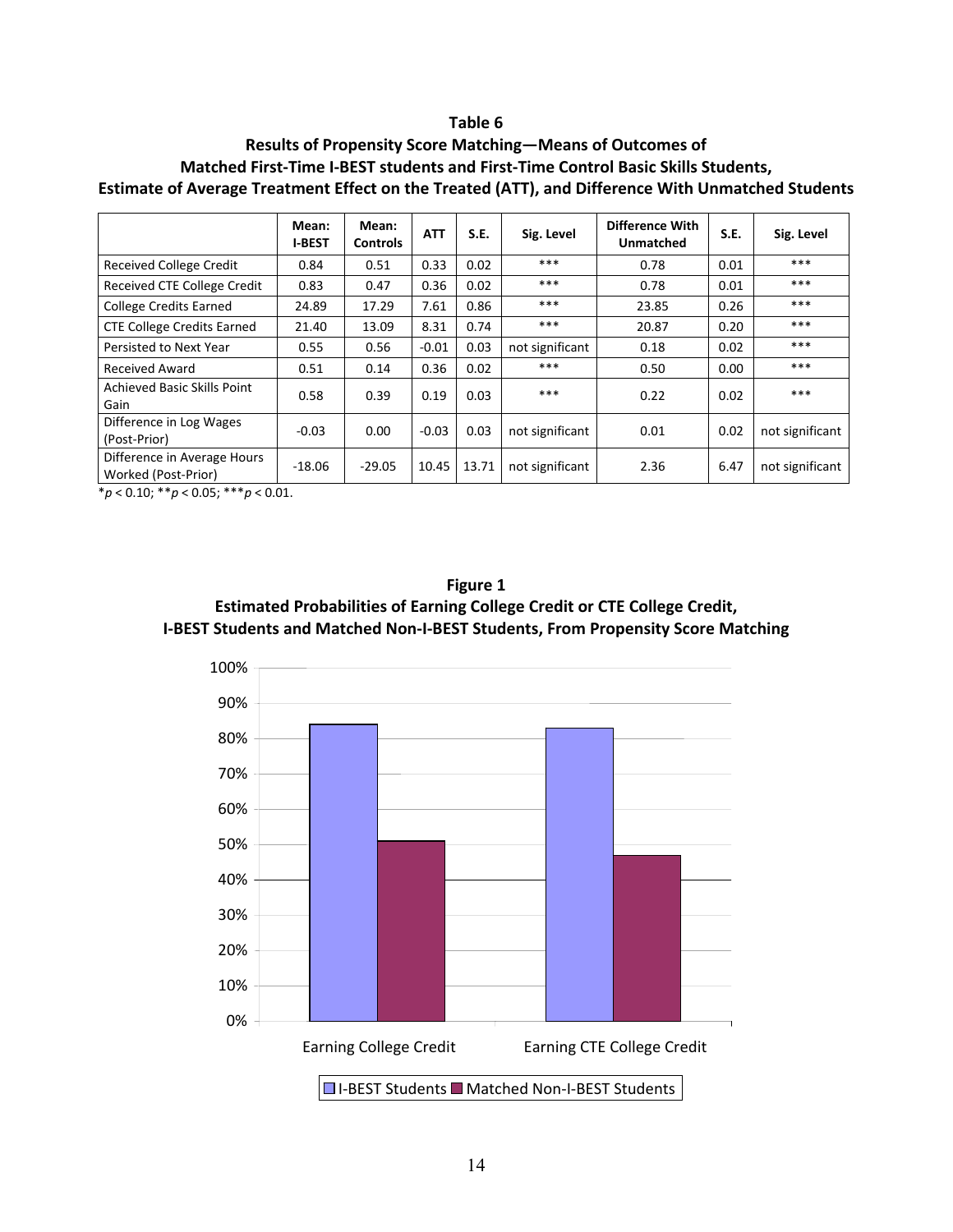**Table 6**
**Results of Propensity Score Matching—Means of Outcomes of Matched First-Time I-BEST students and First-Time Control Basic Skills Students, Estimate of Average Treatment Effect on the Treated (ATT), and Difference With Unmatched Students**

| | Mean: I-BEST | Mean: Controls | ATT | S.E. | Sig. Level | Difference With Unmatched | S.E. | Sig. Level |
|---|---|---|---|---|---|---|---|---|
| Received College Credit | 0.84 | 0.51 | 0.33 | 0.02 | *** | 0.78 | 0.01 | *** |
| Received CTE College Credit | 0.83 | 0.47 | 0.36 | 0.02 | *** | 0.78 | 0.01 | *** |
| College Credits Earned | 24.89 | 17.29 | 7.61 | 0.86 | *** | 23.85 | 0.26 | *** |
| CTE College Credits Earned | 21.40 | 13.09 | 8.31 | 0.74 | *** | 20.87 | 0.20 | *** |
| Persisted to Next Year | 0.55 | 0.56 | -0.01 | 0.03 | not significant | 0.18 | 0.02 | *** |
| Received Award | 0.51 | 0.14 | 0.36 | 0.02 | *** | 0.50 | 0.00 | *** |
| Achieved Basic Skills Point Gain | 0.58 | 0.39 | 0.19 | 0.03 | *** | 0.22 | 0.02 | *** |
| Difference in Log Wages (Post-Prior) | -0.03 | 0.00 | -0.03 | 0.03 | not significant | 0.01 | 0.02 | not significant |
| Difference in Average Hours Worked (Post-Prior) | -18.06 | -29.05 | 10.45 | 13.71 | not significant | 2.36 | 6.47 | not significant |

*$p < 0.10$; **$p < 0.05$; ***$p < 0.01$.

**Figure 1**
**Estimated Probabilities of Earning College Credit or CTE College Credit, I-BEST Students and Matched Non-I-BEST Students, From Propensity Score Matching**

| | I-BEST Students | Matched Non-I-BEST Students |
|---|---|---|
| Earning College Credit | 84% | 51% |
| Earning CTE College Credit | 83% | 47% |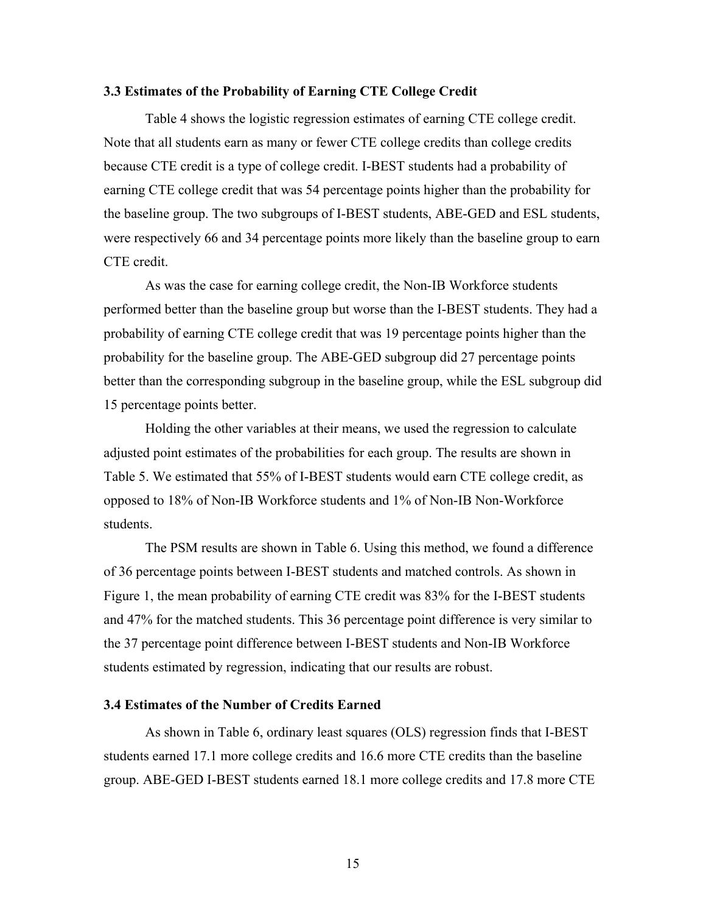### 3.3 Estimates of the Probability of Earning CTE College Credit

Table 4 shows the logistic regression estimates of earning CTE college credit. Note that all students earn as many or fewer CTE college credits than college credits because CTE credit is a type of college credit. I-BEST students had a probability of earning CTE college credit that was 54 percentage points higher than the probability for the baseline group. The two subgroups of I-BEST students, ABE-GED and ESL students, were respectively 66 and 34 percentage points more likely than the baseline group to earn CTE credit.

As was the case for earning college credit, the Non-IB Workforce students performed better than the baseline group but worse than the I-BEST students. They had a probability of earning CTE college credit that was 19 percentage points higher than the probability for the baseline group. The ABE-GED subgroup did 27 percentage points better than the corresponding subgroup in the baseline group, while the ESL subgroup did 15 percentage points better.

Holding the other variables at their means, we used the regression to calculate adjusted point estimates of the probabilities for each group. The results are shown in Table 5. We estimated that 55% of I-BEST students would earn CTE college credit, as opposed to 18% of Non-IB Workforce students and 1% of Non-IB Non-Workforce students.

The PSM results are shown in Table 6. Using this method, we found a difference of 36 percentage points between I-BEST students and matched controls. As shown in Figure 1, the mean probability of earning CTE credit was 83% for the I-BEST students and 47% for the matched students. This 36 percentage point difference is very similar to the 37 percentage point difference between I-BEST students and Non-IB Workforce students estimated by regression, indicating that our results are robust.

### 3.4 Estimates of the Number of Credits Earned

As shown in Table 6, ordinary least squares (OLS) regression finds that I-BEST students earned 17.1 more college credits and 16.6 more CTE credits than the baseline group. ABE-GED I-BEST students earned 18.1 more college credits and 17.8 more CTE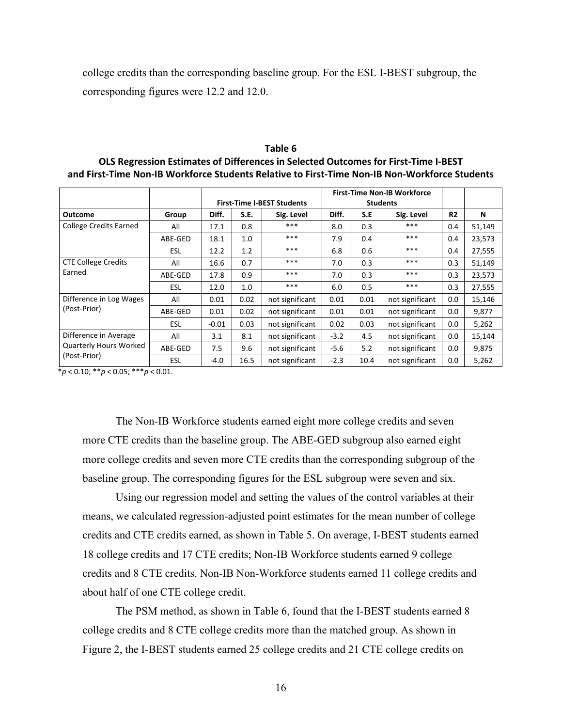college credits than the corresponding baseline group. For the ESL I-BEST subgroup, the corresponding figures were 12.2 and 12.0.

**Table 6**
**OLS Regression Estimates of Differences in Selected Outcomes for First-Time I-BEST and First-Time Non-IB Workforce Students Relative to First-Time Non-IB Non-Workforce Students**

| | | First-Time I-BEST Students | | | First-Time Non-IB Workforce Students | | | | |
|---|---|---|---|---|---|---|---|---|---|
| **Outcome** | **Group** | **Diff.** | **S.E.** | **Sig. Level** | **Diff.** | **S.E** | **Sig. Level** | **R2** | **N** |
| College Credits Earned | All | 17.1 | 0.8 | *** | 8.0 | 0.3 | *** | 0.4 | 51,149 |
| | ABE-GED | 18.1 | 1.0 | *** | 7.9 | 0.4 | *** | 0.4 | 23,573 |
| | ESL | 12.2 | 1.2 | *** | 6.8 | 0.6 | *** | 0.4 | 27,555 |
| CTE College Credits Earned | All | 16.6 | 0.7 | *** | 7.0 | 0.3 | *** | 0.3 | 51,149 |
| | ABE-GED | 17.8 | 0.9 | *** | 7.0 | 0.3 | *** | 0.3 | 23,573 |
| | ESL | 12.0 | 1.0 | *** | 6.0 | 0.5 | *** | 0.3 | 27,555 |
| Difference in Log Wages (Post-Prior) | All | 0.01 | 0.02 | not significant | 0.01 | 0.01 | not significant | 0.0 | 15,146 |
| | ABE-GED | 0.01 | 0.02 | not significant | 0.01 | 0.01 | not significant | 0.0 | 9,877 |
| | ESL | -0.01 | 0.03 | not significant | 0.02 | 0.03 | not significant | 0.0 | 5,262 |
| Difference in Average Quarterly Hours Worked (Post-Prior) | All | 3.1 | 8.1 | not significant | -3.2 | 4.5 | not significant | 0.0 | 15,144 |
| | ABE-GED | 7.5 | 9.6 | not significant | -5.6 | 5.2 | not significant | 0.0 | 9,875 |
| | ESL | -4.0 | 16.5 | not significant | -2.3 | 10.4 | not significant | 0.0 | 5,262 |

*$p < 0.10$; **$p < 0.05$; ***$p < 0.01$.

The Non-IB Workforce students earned eight more college credits and seven more CTE credits than the baseline group. The ABE-GED subgroup also earned eight more college credits and seven more CTE credits than the corresponding subgroup of the baseline group. The corresponding figures for the ESL subgroup were seven and six.

Using our regression model and setting the values of the control variables at their means, we calculated regression-adjusted point estimates for the mean number of college credits and CTE credits earned, as shown in Table 5. On average, I-BEST students earned 18 college credits and 17 CTE credits; Non-IB Workforce students earned 9 college credits and 8 CTE credits. Non-IB Non-Workforce students earned 11 college credits and about half of one CTE college credit.

The PSM method, as shown in Table 6, found that the I-BEST students earned 8 college credits and 8 CTE college credits more than the matched group. As shown in Figure 2, the I-BEST students earned 25 college credits and 21 CTE college credits on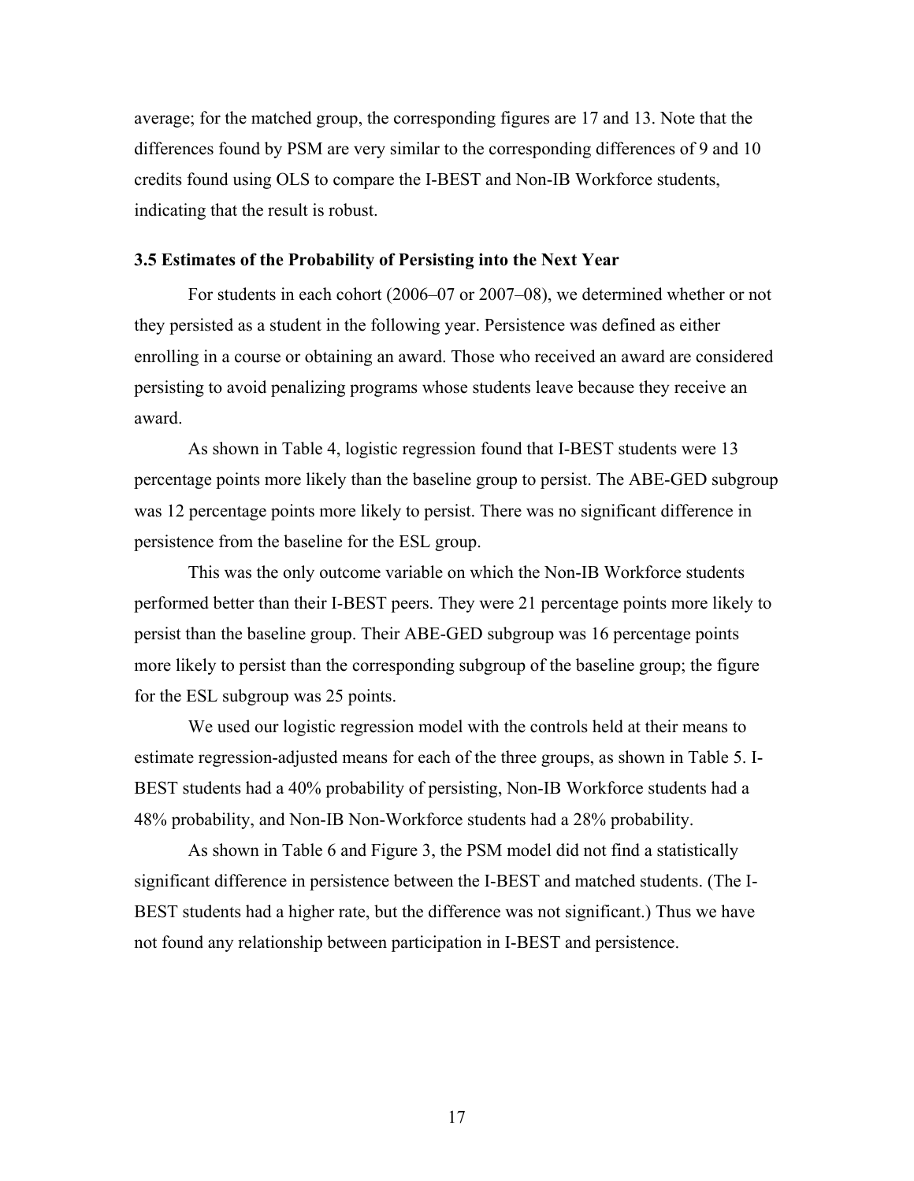average; for the matched group, the corresponding figures are 17 and 13. Note that the differences found by PSM are very similar to the corresponding differences of 9 and 10 credits found using OLS to compare the I-BEST and Non-IB Workforce students, indicating that the result is robust.

### 3.5 Estimates of the Probability of Persisting into the Next Year

For students in each cohort (2006–07 or 2007–08), we determined whether or not they persisted as a student in the following year. Persistence was defined as either enrolling in a course or obtaining an award. Those who received an award are considered persisting to avoid penalizing programs whose students leave because they receive an award.

As shown in Table 4, logistic regression found that I-BEST students were 13 percentage points more likely than the baseline group to persist. The ABE-GED subgroup was 12 percentage points more likely to persist. There was no significant difference in persistence from the baseline for the ESL group.

This was the only outcome variable on which the Non-IB Workforce students performed better than their I-BEST peers. They were 21 percentage points more likely to persist than the baseline group. Their ABE-GED subgroup was 16 percentage points more likely to persist than the corresponding subgroup of the baseline group; the figure for the ESL subgroup was 25 points.

We used our logistic regression model with the controls held at their means to estimate regression-adjusted means for each of the three groups, as shown in Table 5. I-BEST students had a 40% probability of persisting, Non-IB Workforce students had a 48% probability, and Non-IB Non-Workforce students had a 28% probability.

As shown in Table 6 and Figure 3, the PSM model did not find a statistically significant difference in persistence between the I-BEST and matched students. (The I-BEST students had a higher rate, but the difference was not significant.) Thus we have not found any relationship between participation in I-BEST and persistence.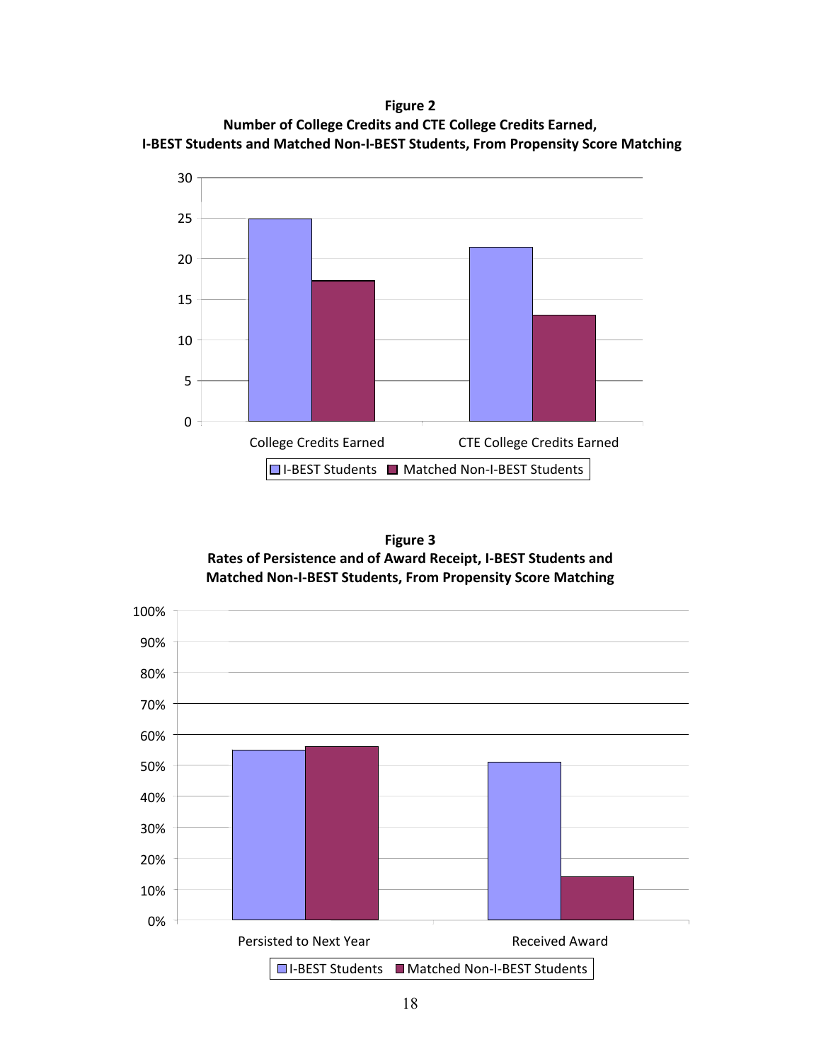**Figure 2**
**Number of College Credits and CTE College Credits Earned, I-BEST Students and Matched Non-I-BEST Students, From Propensity Score Matching**

**Figure 3**
**Rates of Persistence and of Award Receipt, I-BEST Students and Matched Non-I-BEST Students, From Propensity Score Matching**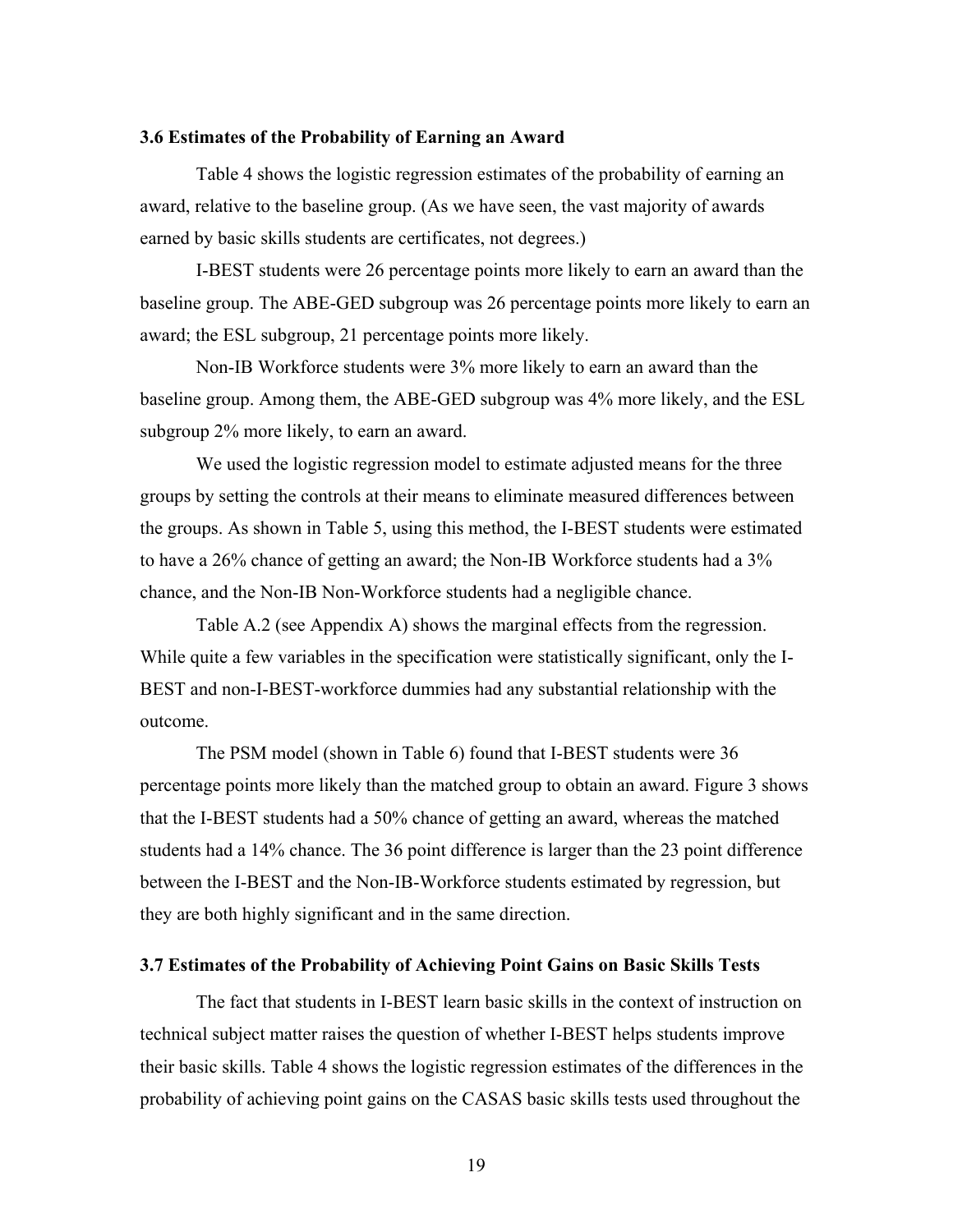### 3.6 Estimates of the Probability of Earning an Award

Table 4 shows the logistic regression estimates of the probability of earning an award, relative to the baseline group. (As we have seen, the vast majority of awards earned by basic skills students are certificates, not degrees.)

I-BEST students were 26 percentage points more likely to earn an award than the baseline group. The ABE-GED subgroup was 26 percentage points more likely to earn an award; the ESL subgroup, 21 percentage points more likely.

Non-IB Workforce students were 3% more likely to earn an award than the baseline group. Among them, the ABE-GED subgroup was 4% more likely, and the ESL subgroup 2% more likely, to earn an award.

We used the logistic regression model to estimate adjusted means for the three groups by setting the controls at their means to eliminate measured differences between the groups. As shown in Table 5, using this method, the I-BEST students were estimated to have a 26% chance of getting an award; the Non-IB Workforce students had a 3% chance, and the Non-IB Non-Workforce students had a negligible chance.

Table A.2 (see Appendix A) shows the marginal effects from the regression. While quite a few variables in the specification were statistically significant, only the I-BEST and non-I-BEST-workforce dummies had any substantial relationship with the outcome.

The PSM model (shown in Table 6) found that I-BEST students were 36 percentage points more likely than the matched group to obtain an award. Figure 3 shows that the I-BEST students had a 50% chance of getting an award, whereas the matched students had a 14% chance. The 36 point difference is larger than the 23 point difference between the I-BEST and the Non-IB-Workforce students estimated by regression, but they are both highly significant and in the same direction.

### 3.7 Estimates of the Probability of Achieving Point Gains on Basic Skills Tests

The fact that students in I-BEST learn basic skills in the context of instruction on technical subject matter raises the question of whether I-BEST helps students improve their basic skills. Table 4 shows the logistic regression estimates of the differences in the probability of achieving point gains on the CASAS basic skills tests used throughout the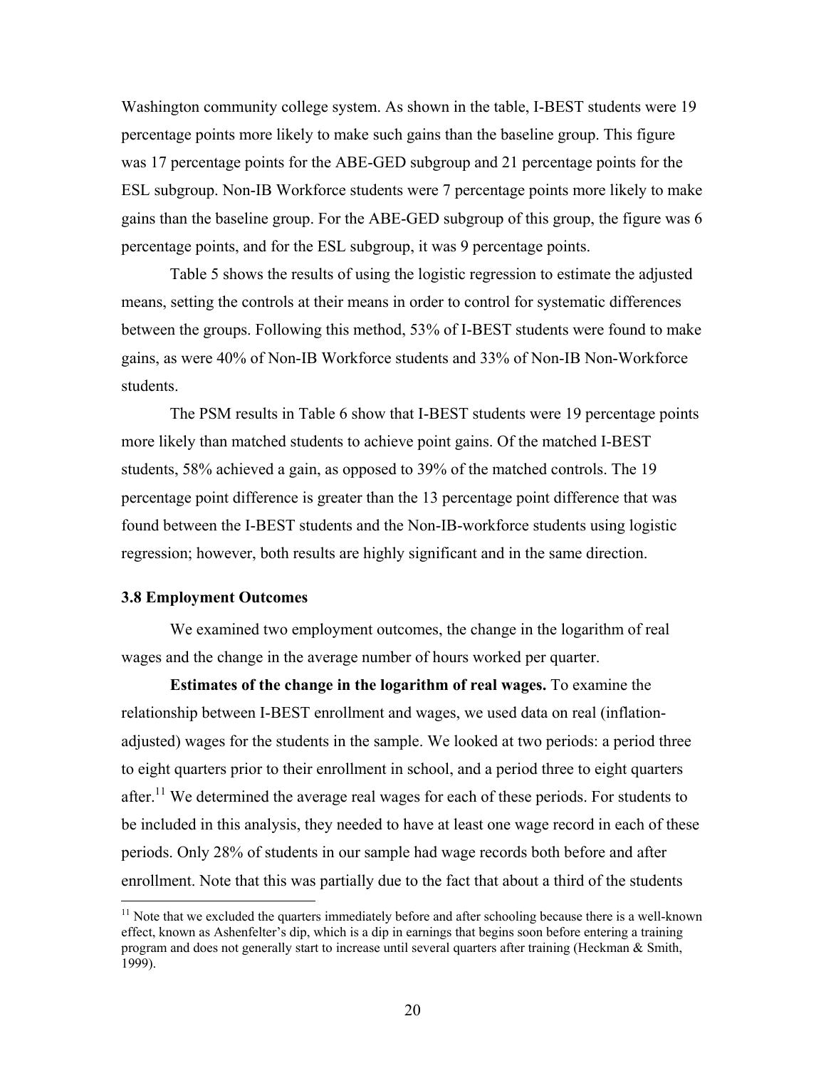Washington community college system. As shown in the table, I-BEST students were 19 percentage points more likely to make such gains than the baseline group. This figure was 17 percentage points for the ABE-GED subgroup and 21 percentage points for the ESL subgroup. Non-IB Workforce students were 7 percentage points more likely to make gains than the baseline group. For the ABE-GED subgroup of this group, the figure was 6 percentage points, and for the ESL subgroup, it was 9 percentage points.

Table 5 shows the results of using the logistic regression to estimate the adjusted means, setting the controls at their means in order to control for systematic differences between the groups. Following this method, 53% of I-BEST students were found to make gains, as were 40% of Non-IB Workforce students and 33% of Non-IB Non-Workforce students.

The PSM results in Table 6 show that I-BEST students were 19 percentage points more likely than matched students to achieve point gains. Of the matched I-BEST students, 58% achieved a gain, as opposed to 39% of the matched controls. The 19 percentage point difference is greater than the 13 percentage point difference that was found between the I-BEST students and the Non-IB-workforce students using logistic regression; however, both results are highly significant and in the same direction.

### 3.8 Employment Outcomes

We examined two employment outcomes, the change in the logarithm of real wages and the change in the average number of hours worked per quarter.

**Estimates of the change in the logarithm of real wages.** To examine the relationship between I-BEST enrollment and wages, we used data on real (inflation-adjusted) wages for the students in the sample. We looked at two periods: a period three to eight quarters prior to their enrollment in school, and a period three to eight quarters after.[11] We determined the average real wages for each of these periods. For students to be included in this analysis, they needed to have at least one wage record in each of these periods. Only 28% of students in our sample had wage records both before and after enrollment. Note that this was partially due to the fact that about a third of the students

[11] Note that we excluded the quarters immediately before and after schooling because there is a well-known effect, known as Ashenfelter's dip, which is a dip in earnings that begins soon before entering a training program and does not generally start to increase until several quarters after training (Heckman & Smith, 1999).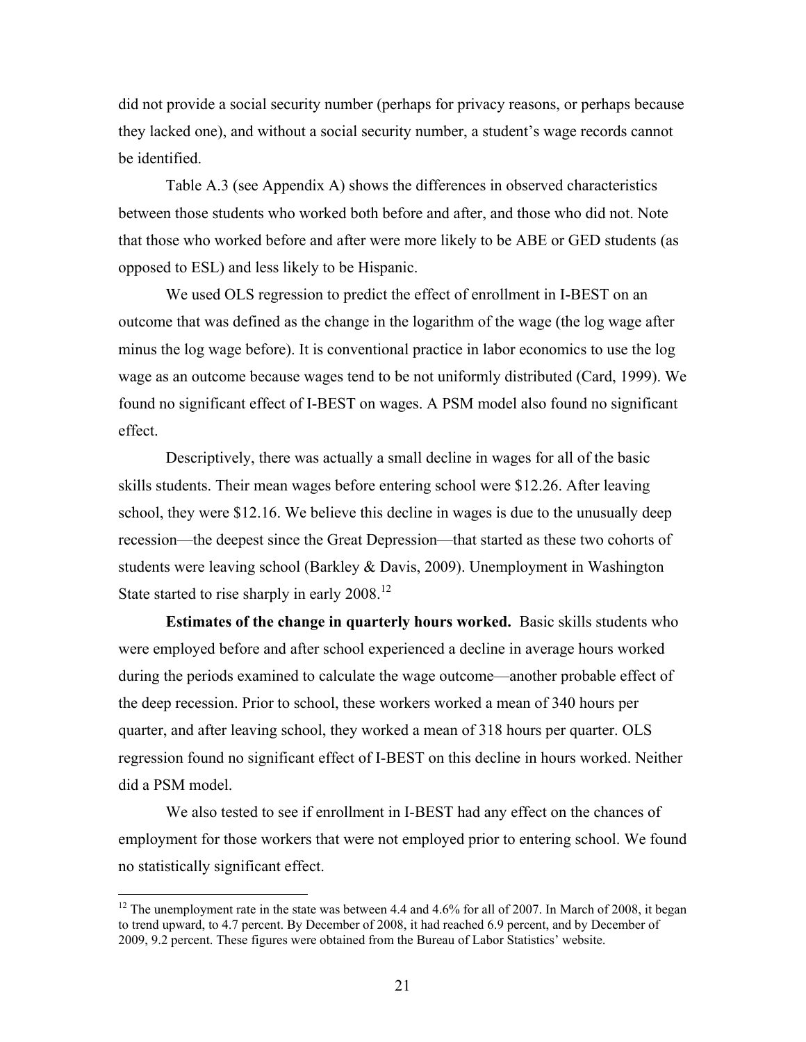did not provide a social security number (perhaps for privacy reasons, or perhaps because they lacked one), and without a social security number, a student's wage records cannot be identified.

Table A.3 (see Appendix A) shows the differences in observed characteristics between those students who worked both before and after, and those who did not. Note that those who worked before and after were more likely to be ABE or GED students (as opposed to ESL) and less likely to be Hispanic.

We used OLS regression to predict the effect of enrollment in I-BEST on an outcome that was defined as the change in the logarithm of the wage (the log wage after minus the log wage before). It is conventional practice in labor economics to use the log wage as an outcome because wages tend to be not uniformly distributed (Card, 1999). We found no significant effect of I-BEST on wages. A PSM model also found no significant effect.

Descriptively, there was actually a small decline in wages for all of the basic skills students. Their mean wages before entering school were $12.26. After leaving school, they were $12.16. We believe this decline in wages is due to the unusually deep recession—the deepest since the Great Depression—that started as these two cohorts of students were leaving school (Barkley & Davis, 2009). Unemployment in Washington State started to rise sharply in early 2008.[12]

**Estimates of the change in quarterly hours worked.** Basic skills students who were employed before and after school experienced a decline in average hours worked during the periods examined to calculate the wage outcome—another probable effect of the deep recession. Prior to school, these workers worked a mean of 340 hours per quarter, and after leaving school, they worked a mean of 318 hours per quarter. OLS regression found no significant effect of I-BEST on this decline in hours worked. Neither did a PSM model.

We also tested to see if enrollment in I-BEST had any effect on the chances of employment for those workers that were not employed prior to entering school. We found no statistically significant effect.

---

[12] The unemployment rate in the state was between 4.4 and 4.6% for all of 2007. In March of 2008, it began to trend upward, to 4.7 percent. By December of 2008, it had reached 6.9 percent, and by December of 2009, 9.2 percent. These figures were obtained from the Bureau of Labor Statistics' website.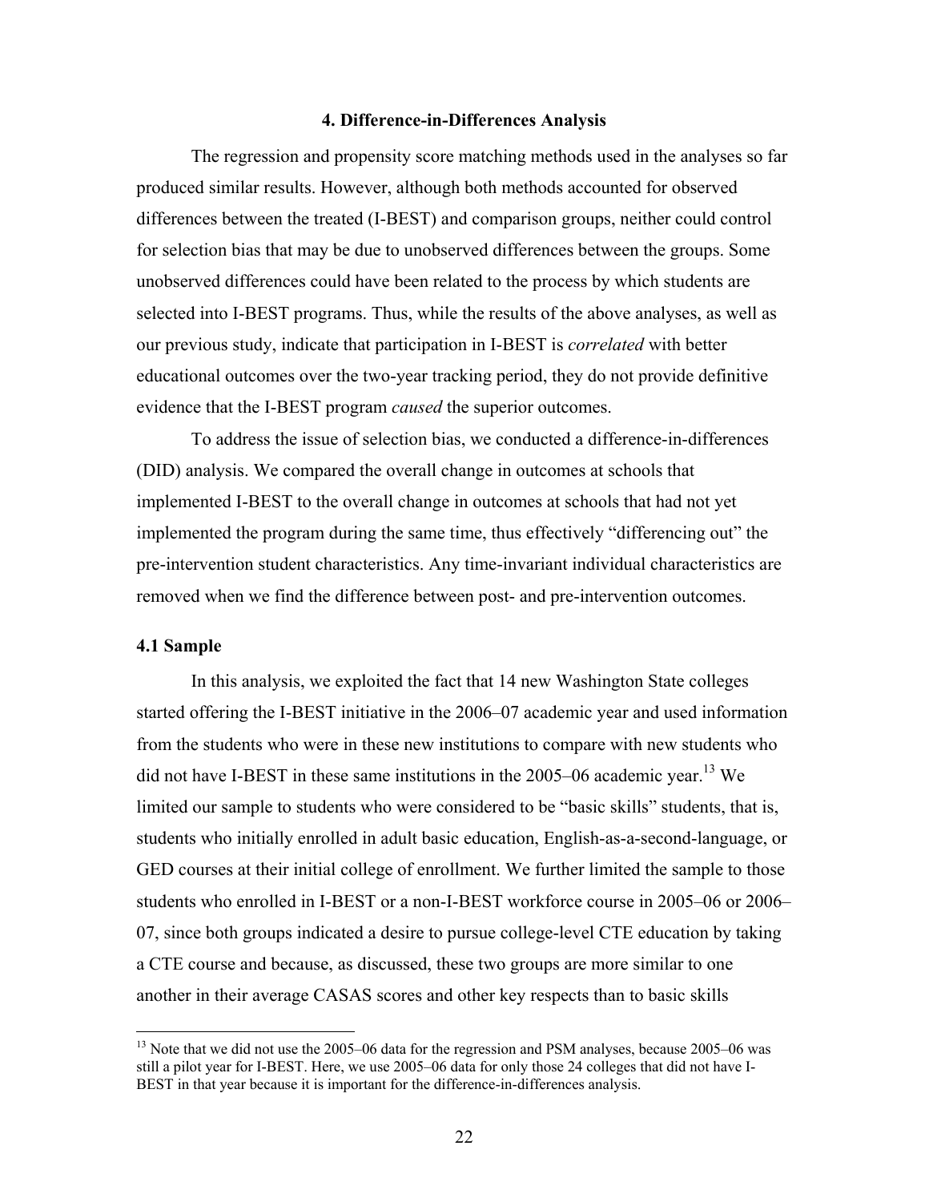## 4. Difference-in-Differences Analysis

The regression and propensity score matching methods used in the analyses so far produced similar results. However, although both methods accounted for observed differences between the treated (I-BEST) and comparison groups, neither could control for selection bias that may be due to unobserved differences between the groups. Some unobserved differences could have been related to the process by which students are selected into I-BEST programs. Thus, while the results of the above analyses, as well as our previous study, indicate that participation in I-BEST is *correlated* with better educational outcomes over the two-year tracking period, they do not provide definitive evidence that the I-BEST program *caused* the superior outcomes.

To address the issue of selection bias, we conducted a difference-in-differences (DID) analysis. We compared the overall change in outcomes at schools that implemented I-BEST to the overall change in outcomes at schools that had not yet implemented the program during the same time, thus effectively "differencing out" the pre-intervention student characteristics. Any time-invariant individual characteristics are removed when we find the difference between post- and pre-intervention outcomes.

### 4.1 Sample

In this analysis, we exploited the fact that 14 new Washington State colleges started offering the I-BEST initiative in the 2006–07 academic year and used information from the students who were in these new institutions to compare with new students who did not have I-BEST in these same institutions in the 2005–06 academic year.[13] We limited our sample to students who were considered to be "basic skills" students, that is, students who initially enrolled in adult basic education, English-as-a-second-language, or GED courses at their initial college of enrollment. We further limited the sample to those students who enrolled in I-BEST or a non-I-BEST workforce course in 2005–06 or 2006–07, since both groups indicated a desire to pursue college-level CTE education by taking a CTE course and because, as discussed, these two groups are more similar to one another in their average CASAS scores and other key respects than to basic skills

[13] Note that we did not use the 2005–06 data for the regression and PSM analyses, because 2005–06 was still a pilot year for I-BEST. Here, we use 2005–06 data for only those 24 colleges that did not have I-BEST in that year because it is important for the difference-in-differences analysis.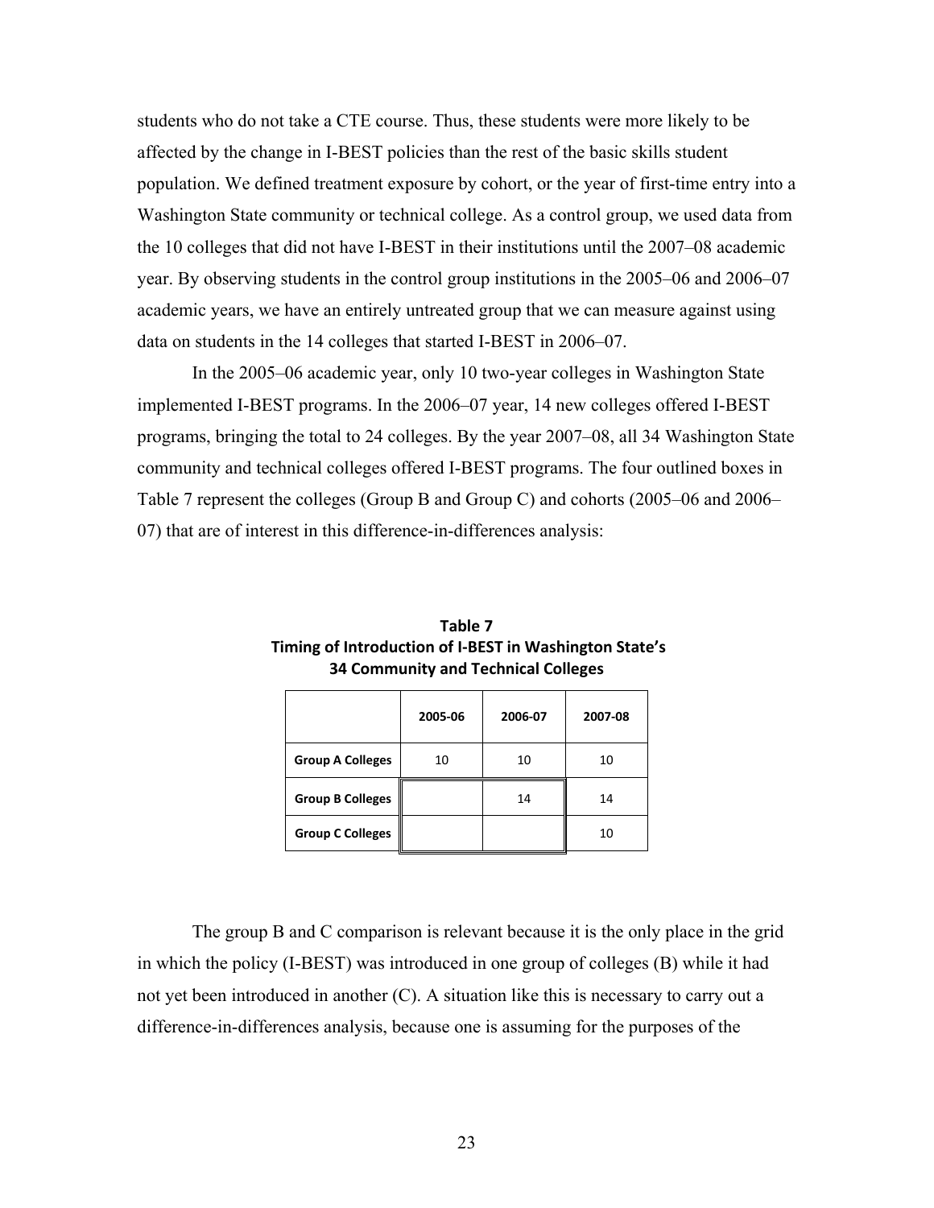students who do not take a CTE course. Thus, these students were more likely to be affected by the change in I-BEST policies than the rest of the basic skills student population. We defined treatment exposure by cohort, or the year of first-time entry into a Washington State community or technical college. As a control group, we used data from the 10 colleges that did not have I-BEST in their institutions until the 2007–08 academic year. By observing students in the control group institutions in the 2005–06 and 2006–07 academic years, we have an entirely untreated group that we can measure against using data on students in the 14 colleges that started I-BEST in 2006–07.

In the 2005–06 academic year, only 10 two-year colleges in Washington State implemented I-BEST programs. In the 2006–07 year, 14 new colleges offered I-BEST programs, bringing the total to 24 colleges. By the year 2007–08, all 34 Washington State community and technical colleges offered I-BEST programs. The four outlined boxes in Table 7 represent the colleges (Group B and Group C) and cohorts (2005–06 and 2006–07) that are of interest in this difference-in-differences analysis:

**Table 7**
**Timing of Introduction of I-BEST in Washington State's 34 Community and Technical Colleges**

| | 2005-06 | 2006-07 | 2007-08 |
|---|---|---|---|
| **Group A Colleges** | 10 | 10 | 10 |
| **Group B Colleges** | | 14 | 14 |
| **Group C Colleges** | | | 10 |

The group B and C comparison is relevant because it is the only place in the grid in which the policy (I-BEST) was introduced in one group of colleges (B) while it had not yet been introduced in another (C). A situation like this is necessary to carry out a difference-in-differences analysis, because one is assuming for the purposes of the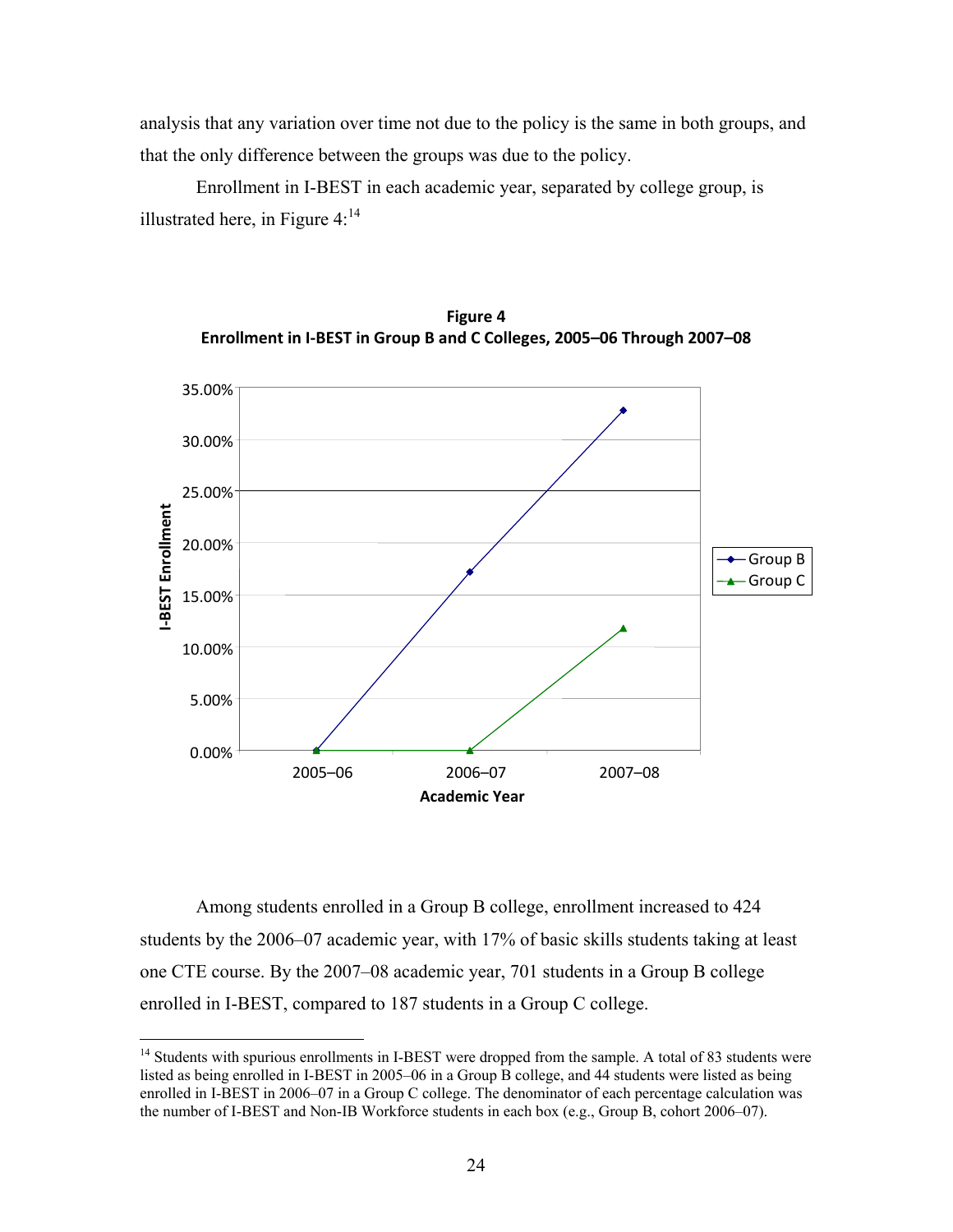analysis that any variation over time not due to the policy is the same in both groups, and that the only difference between the groups was due to the policy.

Enrollment in I-BEST in each academic year, separated by college group, is illustrated here, in Figure 4:[14]

**Figure 4**
**Enrollment in I-BEST in Group B and C Colleges, 2005–06 Through 2007–08**

Among students enrolled in a Group B college, enrollment increased to 424 students by the 2006–07 academic year, with 17% of basic skills students taking at least one CTE course. By the 2007–08 academic year, 701 students in a Group B college enrolled in I-BEST, compared to 187 students in a Group C college.

[14] Students with spurious enrollments in I-BEST were dropped from the sample. A total of 83 students were listed as being enrolled in I-BEST in 2005–06 in a Group B college, and 44 students were listed as being enrolled in I-BEST in 2006–07 in a Group C college. The denominator of each percentage calculation was the number of I-BEST and Non-IB Workforce students in each box (e.g., Group B, cohort 2006–07).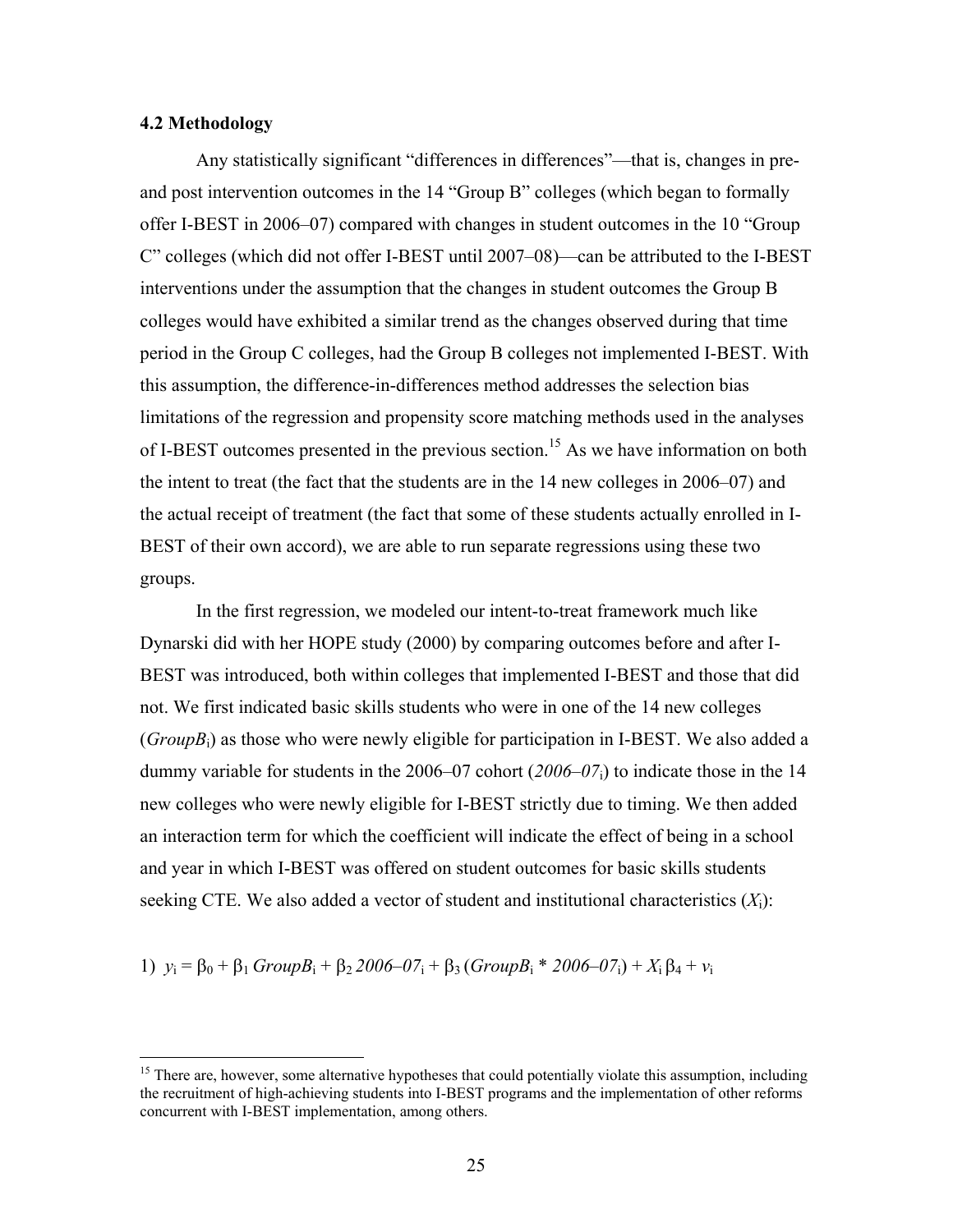### 4.2 Methodology

Any statistically significant "differences in differences"—that is, changes in pre- and post intervention outcomes in the 14 "Group B" colleges (which began to formally offer I-BEST in 2006–07) compared with changes in student outcomes in the 10 "Group C" colleges (which did not offer I-BEST until 2007–08)—can be attributed to the I-BEST interventions under the assumption that the changes in student outcomes the Group B colleges would have exhibited a similar trend as the changes observed during that time period in the Group C colleges, had the Group B colleges not implemented I-BEST. With this assumption, the difference-in-differences method addresses the selection bias limitations of the regression and propensity score matching methods used in the analyses of I-BEST outcomes presented in the previous section.[15] As we have information on both the intent to treat (the fact that the students are in the 14 new colleges in 2006–07) and the actual receipt of treatment (the fact that some of these students actually enrolled in I-BEST of their own accord), we are able to run separate regressions using these two groups.

In the first regression, we modeled our intent-to-treat framework much like Dynarski did with her HOPE study (2000) by comparing outcomes before and after I-BEST was introduced, both within colleges that implemented I-BEST and those that did not. We first indicated basic skills students who were in one of the 14 new colleges ($GroupB_i$) as those who were newly eligible for participation in I-BEST. We also added a dummy variable for students in the 2006–07 cohort ($2006\text{–}07_i$) to indicate those in the 14 new colleges who were newly eligible for I-BEST strictly due to timing. We then added an interaction term for which the coefficient will indicate the effect of being in a school and year in which I-BEST was offered on student outcomes for basic skills students seeking CTE. We also added a vector of student and institutional characteristics ($X_i$):

$$1)\quad y_i = \beta_0 + \beta_1\, GroupB_i + \beta_2\, 2006\text{–}07_i + \beta_3\, (GroupB_i * 2006\text{–}07_i) + X_i\, \beta_4 + v_i$$

[15] There are, however, some alternative hypotheses that could potentially violate this assumption, including the recruitment of high-achieving students into I-BEST programs and the implementation of other reforms concurrent with I-BEST implementation, among others.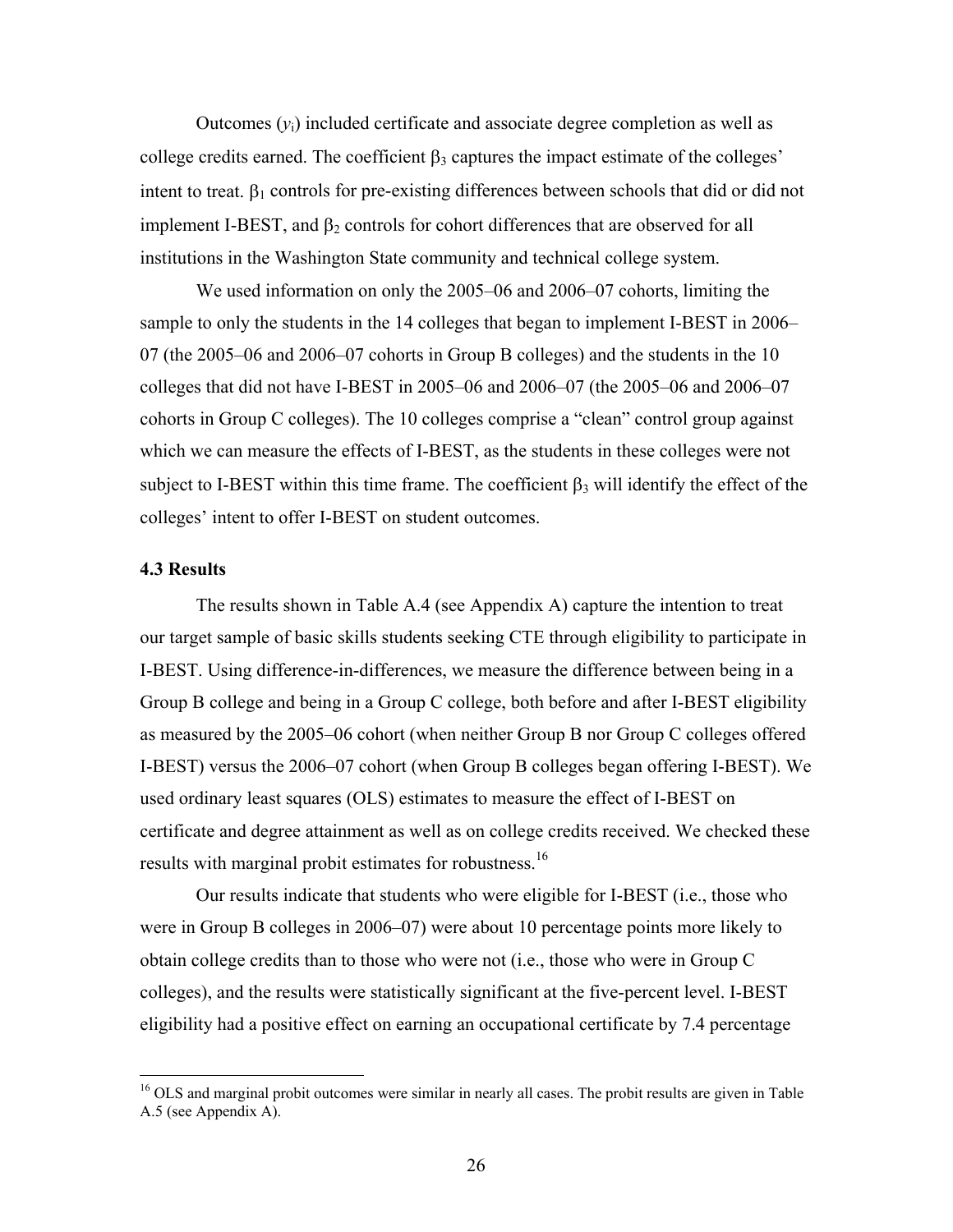Outcomes ($y_i$) included certificate and associate degree completion as well as college credits earned. The coefficient $\beta_3$ captures the impact estimate of the colleges' intent to treat. $\beta_1$ controls for pre-existing differences between schools that did or did not implement I-BEST, and $\beta_2$ controls for cohort differences that are observed for all institutions in the Washington State community and technical college system.

We used information on only the 2005–06 and 2006–07 cohorts, limiting the sample to only the students in the 14 colleges that began to implement I-BEST in 2006–07 (the 2005–06 and 2006–07 cohorts in Group B colleges) and the students in the 10 colleges that did not have I-BEST in 2005–06 and 2006–07 (the 2005–06 and 2006–07 cohorts in Group C colleges). The 10 colleges comprise a "clean" control group against which we can measure the effects of I-BEST, as the students in these colleges were not subject to I-BEST within this time frame. The coefficient $\beta_3$ will identify the effect of the colleges' intent to offer I-BEST on student outcomes.

### 4.3 Results

The results shown in Table A.4 (see Appendix A) capture the intention to treat our target sample of basic skills students seeking CTE through eligibility to participate in I-BEST. Using difference-in-differences, we measure the difference between being in a Group B college and being in a Group C college, both before and after I-BEST eligibility as measured by the 2005–06 cohort (when neither Group B nor Group C colleges offered I-BEST) versus the 2006–07 cohort (when Group B colleges began offering I-BEST). We used ordinary least squares (OLS) estimates to measure the effect of I-BEST on certificate and degree attainment as well as on college credits received. We checked these results with marginal probit estimates for robustness.[16]

Our results indicate that students who were eligible for I-BEST (i.e., those who were in Group B colleges in 2006–07) were about 10 percentage points more likely to obtain college credits than to those who were not (i.e., those who were in Group C colleges), and the results were statistically significant at the five-percent level. I-BEST eligibility had a positive effect on earning an occupational certificate by 7.4 percentage

[16] OLS and marginal probit outcomes were similar in nearly all cases. The probit results are given in Table A.5 (see Appendix A).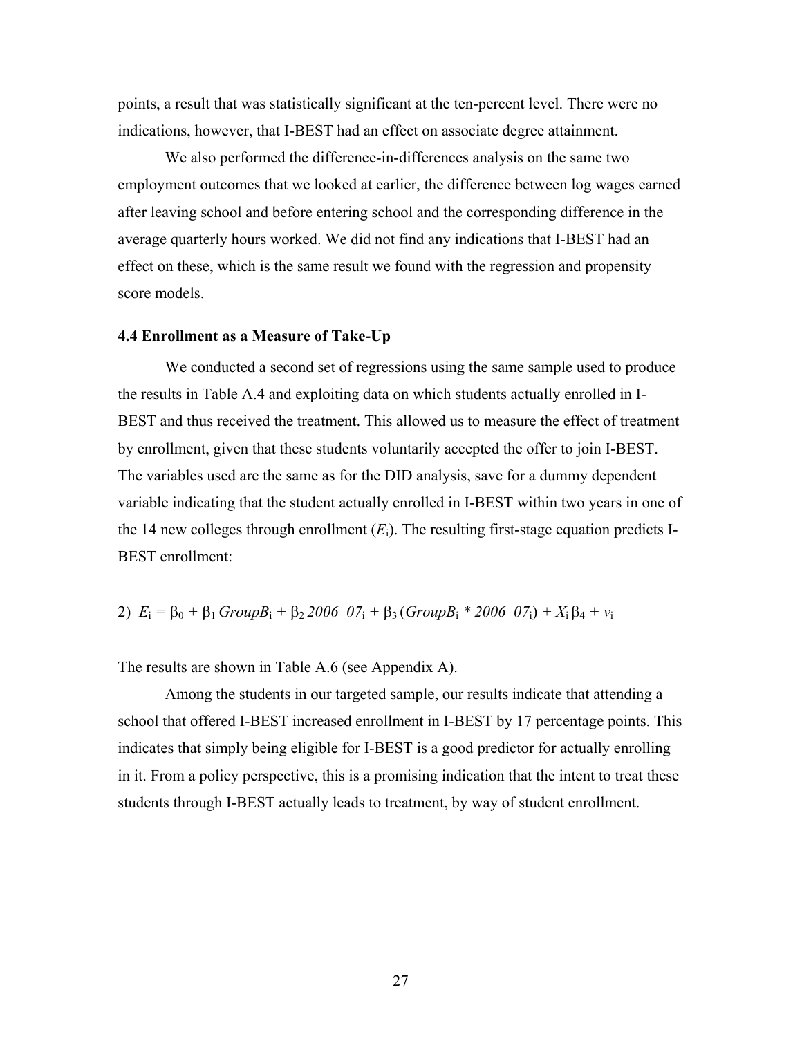points, a result that was statistically significant at the ten-percent level. There were no indications, however, that I-BEST had an effect on associate degree attainment.

We also performed the difference-in-differences analysis on the same two employment outcomes that we looked at earlier, the difference between log wages earned after leaving school and before entering school and the corresponding difference in the average quarterly hours worked. We did not find any indications that I-BEST had an effect on these, which is the same result we found with the regression and propensity score models.

### 4.4 Enrollment as a Measure of Take-Up

We conducted a second set of regressions using the same sample used to produce the results in Table A.4 and exploiting data on which students actually enrolled in I-BEST and thus received the treatment. This allowed us to measure the effect of treatment by enrollment, given that these students voluntarily accepted the offer to join I-BEST. The variables used are the same as for the DID analysis, save for a dummy dependent variable indicating that the student actually enrolled in I-BEST within two years in one of the 14 new colleges through enrollment ($E_i$). The resulting first-stage equation predicts I-BEST enrollment:

$$2)\quad E_i = \beta_0 + \beta_1\, GroupB_i + \beta_2\, 2006\text{–}07_i + \beta_3\, (GroupB_i * 2006\text{–}07_i) + X_i\, \beta_4 + v_i$$

The results are shown in Table A.6 (see Appendix A).

Among the students in our targeted sample, our results indicate that attending a school that offered I-BEST increased enrollment in I-BEST by 17 percentage points. This indicates that simply being eligible for I-BEST is a good predictor for actually enrolling in it. From a policy perspective, this is a promising indication that the intent to treat these students through I-BEST actually leads to treatment, by way of student enrollment.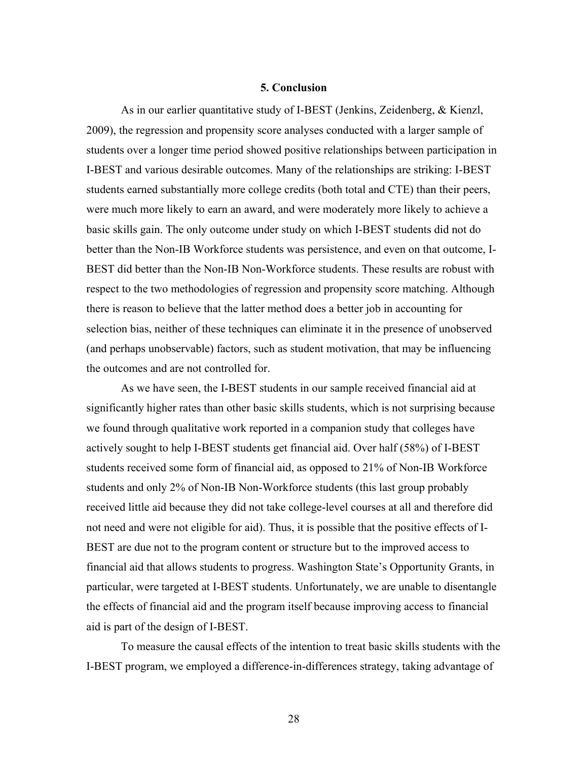## 5. Conclusion

As in our earlier quantitative study of I-BEST (Jenkins, Zeidenberg, & Kienzl, 2009), the regression and propensity score analyses conducted with a larger sample of students over a longer time period showed positive relationships between participation in I-BEST and various desirable outcomes. Many of the relationships are striking: I-BEST students earned substantially more college credits (both total and CTE) than their peers, were much more likely to earn an award, and were moderately more likely to achieve a basic skills gain. The only outcome under study on which I-BEST students did not do better than the Non-IB Workforce students was persistence, and even on that outcome, I-BEST did better than the Non-IB Non-Workforce students. These results are robust with respect to the two methodologies of regression and propensity score matching. Although there is reason to believe that the latter method does a better job in accounting for selection bias, neither of these techniques can eliminate it in the presence of unobserved (and perhaps unobservable) factors, such as student motivation, that may be influencing the outcomes and are not controlled for.

As we have seen, the I-BEST students in our sample received financial aid at significantly higher rates than other basic skills students, which is not surprising because we found through qualitative work reported in a companion study that colleges have actively sought to help I-BEST students get financial aid. Over half (58%) of I-BEST students received some form of financial aid, as opposed to 21% of Non-IB Workforce students and only 2% of Non-IB Non-Workforce students (this last group probably received little aid because they did not take college-level courses at all and therefore did not need and were not eligible for aid). Thus, it is possible that the positive effects of I-BEST are due not to the program content or structure but to the improved access to financial aid that allows students to progress. Washington State's Opportunity Grants, in particular, were targeted at I-BEST students. Unfortunately, we are unable to disentangle the effects of financial aid and the program itself because improving access to financial aid is part of the design of I-BEST.

To measure the causal effects of the intention to treat basic skills students with the I-BEST program, we employed a difference-in-differences strategy, taking advantage of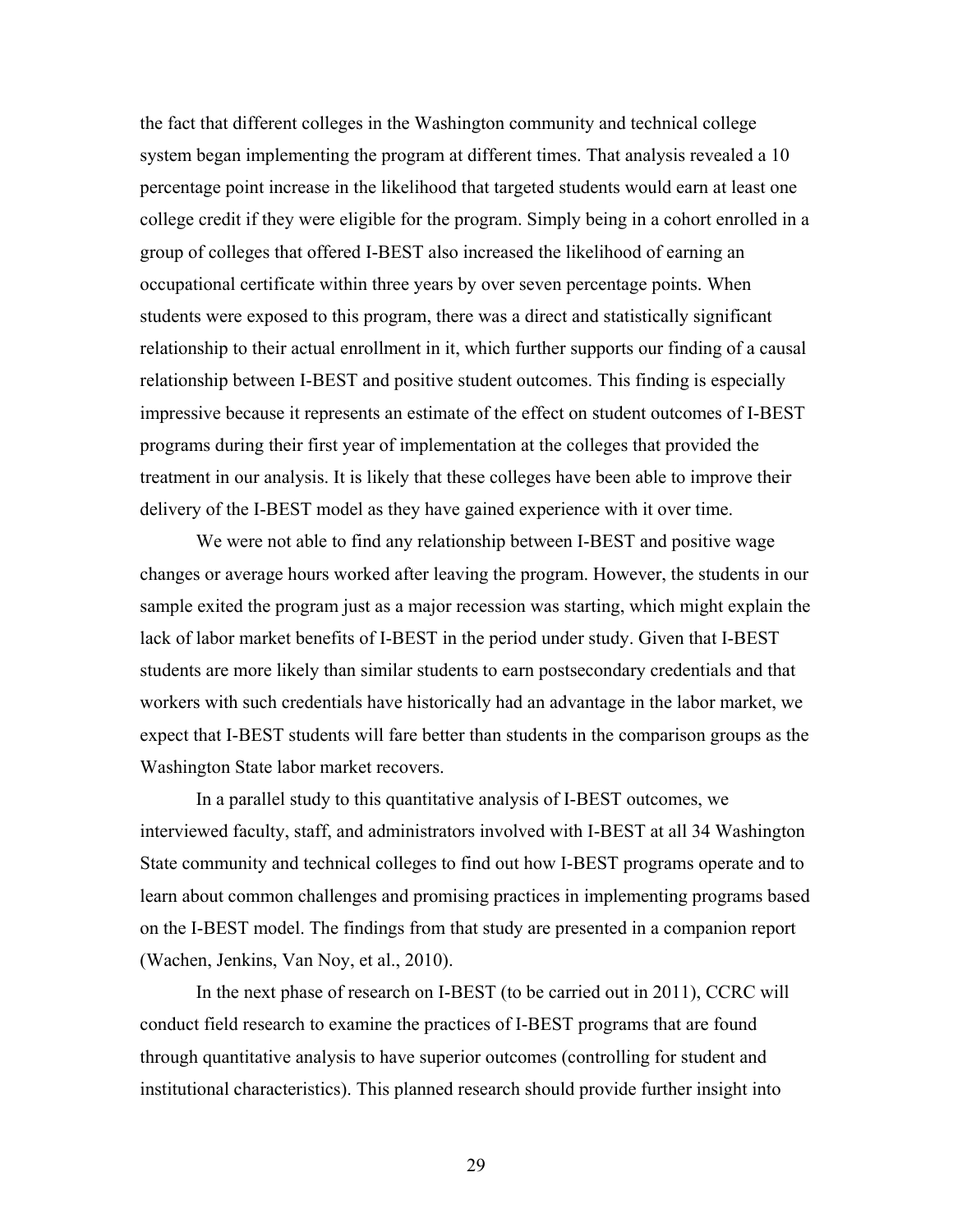the fact that different colleges in the Washington community and technical college system began implementing the program at different times. That analysis revealed a 10 percentage point increase in the likelihood that targeted students would earn at least one college credit if they were eligible for the program. Simply being in a cohort enrolled in a group of colleges that offered I-BEST also increased the likelihood of earning an occupational certificate within three years by over seven percentage points. When students were exposed to this program, there was a direct and statistically significant relationship to their actual enrollment in it, which further supports our finding of a causal relationship between I-BEST and positive student outcomes. This finding is especially impressive because it represents an estimate of the effect on student outcomes of I-BEST programs during their first year of implementation at the colleges that provided the treatment in our analysis. It is likely that these colleges have been able to improve their delivery of the I-BEST model as they have gained experience with it over time.

We were not able to find any relationship between I-BEST and positive wage changes or average hours worked after leaving the program. However, the students in our sample exited the program just as a major recession was starting, which might explain the lack of labor market benefits of I-BEST in the period under study. Given that I-BEST students are more likely than similar students to earn postsecondary credentials and that workers with such credentials have historically had an advantage in the labor market, we expect that I-BEST students will fare better than students in the comparison groups as the Washington State labor market recovers.

In a parallel study to this quantitative analysis of I-BEST outcomes, we interviewed faculty, staff, and administrators involved with I-BEST at all 34 Washington State community and technical colleges to find out how I-BEST programs operate and to learn about common challenges and promising practices in implementing programs based on the I-BEST model. The findings from that study are presented in a companion report (Wachen, Jenkins, Van Noy, et al., 2010).

In the next phase of research on I-BEST (to be carried out in 2011), CCRC will conduct field research to examine the practices of I-BEST programs that are found through quantitative analysis to have superior outcomes (controlling for student and institutional characteristics). This planned research should provide further insight into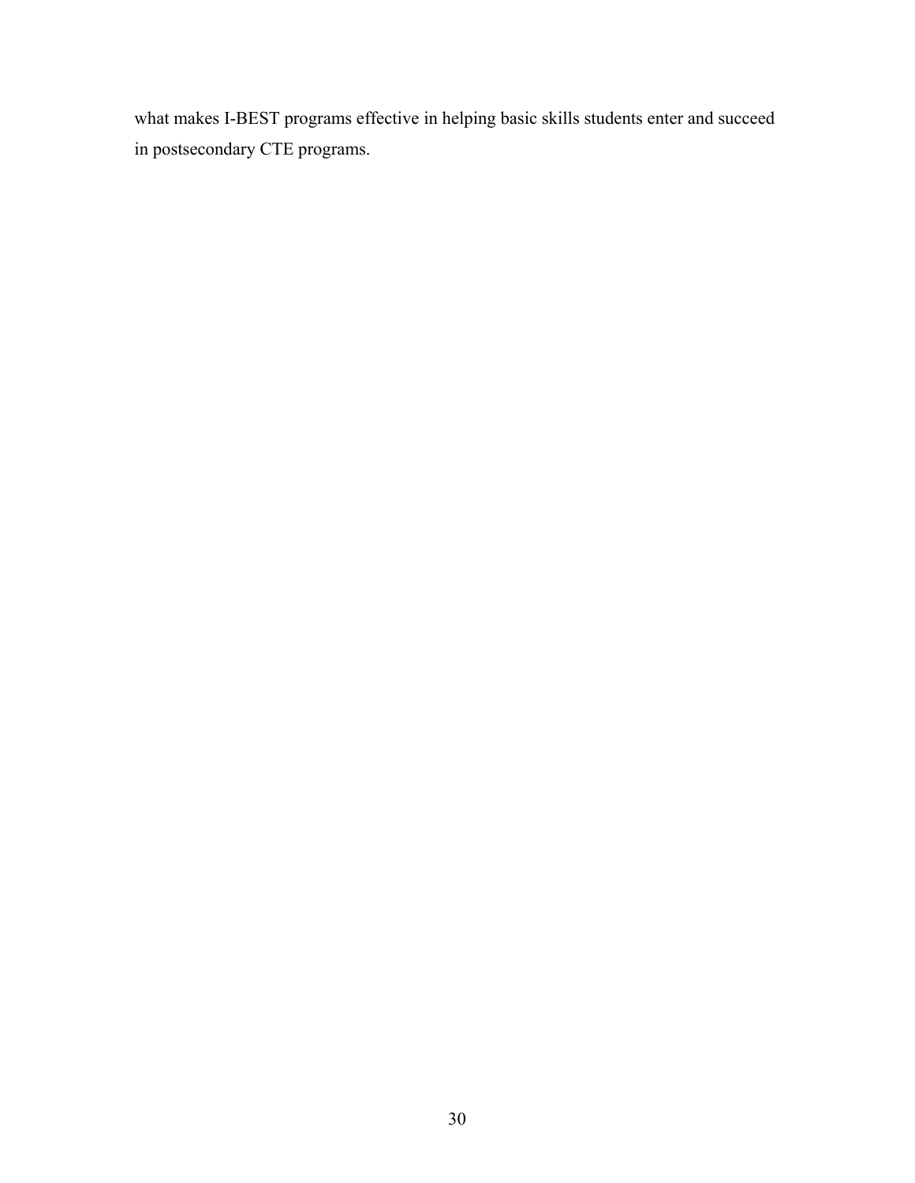what makes I-BEST programs effective in helping basic skills students enter and succeed in postsecondary CTE programs.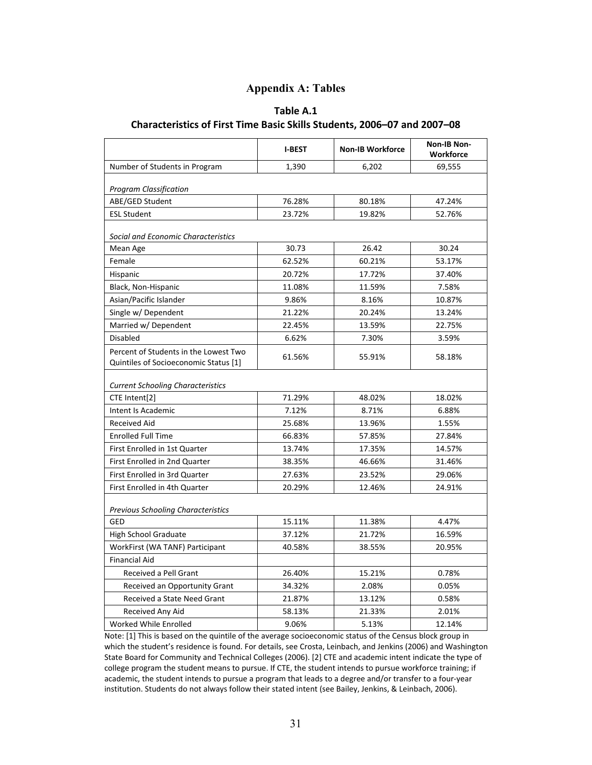# Appendix A: Tables

**Table A.1**
**Characteristics of First Time Basic Skills Students, 2006–07 and 2007–08**

| | I-BEST | Non-IB Workforce | Non-IB Non-Workforce |
|---|---|---|---|
| Number of Students in Program | 1,390 | 6,202 | 69,555 |
| *Program Classification* | | | |
| ABE/GED Student | 76.28% | 80.18% | 47.24% |
| ESL Student | 23.72% | 19.82% | 52.76% |
| *Social and Economic Characteristics* | | | |
| Mean Age | 30.73 | 26.42 | 30.24 |
| Female | 62.52% | 60.21% | 53.17% |
| Hispanic | 20.72% | 17.72% | 37.40% |
| Black, Non-Hispanic | 11.08% | 11.59% | 7.58% |
| Asian/Pacific Islander | 9.86% | 8.16% | 10.87% |
| Single w/ Dependent | 21.22% | 20.24% | 13.24% |
| Married w/ Dependent | 22.45% | 13.59% | 22.75% |
| Disabled | 6.62% | 7.30% | 3.59% |
| Percent of Students in the Lowest Two Quintiles of Socioeconomic Status [1] | 61.56% | 55.91% | 58.18% |
| *Current Schooling Characteristics* | | | |
| CTE Intent[2] | 71.29% | 48.02% | 18.02% |
| Intent Is Academic | 7.12% | 8.71% | 6.88% |
| Received Aid | 25.68% | 13.96% | 1.55% |
| Enrolled Full Time | 66.83% | 57.85% | 27.84% |
| First Enrolled in 1st Quarter | 13.74% | 17.35% | 14.57% |
| First Enrolled in 2nd Quarter | 38.35% | 46.66% | 31.46% |
| First Enrolled in 3rd Quarter | 27.63% | 23.52% | 29.06% |
| First Enrolled in 4th Quarter | 20.29% | 12.46% | 24.91% |
| *Previous Schooling Characteristics* | | | |
| GED | 15.11% | 11.38% | 4.47% |
| High School Graduate | 37.12% | 21.72% | 16.59% |
| WorkFirst (WA TANF) Participant | 40.58% | 38.55% | 20.95% |
| Financial Aid | | | |
| Received a Pell Grant | 26.40% | 15.21% | 0.78% |
| Received an Opportunity Grant | 34.32% | 2.08% | 0.05% |
| Received a State Need Grant | 21.87% | 13.12% | 0.58% |
| Received Any Aid | 58.13% | 21.33% | 2.01% |
| Worked While Enrolled | 9.06% | 5.13% | 12.14% |

Note: [1] This is based on the quintile of the average socioeconomic status of the Census block group in which the student's residence is found. For details, see Crosta, Leinbach, and Jenkins (2006) and Washington State Board for Community and Technical Colleges (2006). [2] CTE and academic intent indicate the type of college program the student means to pursue. If CTE, the student intends to pursue workforce training; if academic, the student intends to pursue a program that leads to a degree and/or transfer to a four-year institution. Students do not always follow their stated intent (see Bailey, Jenkins, & Leinbach, 2006).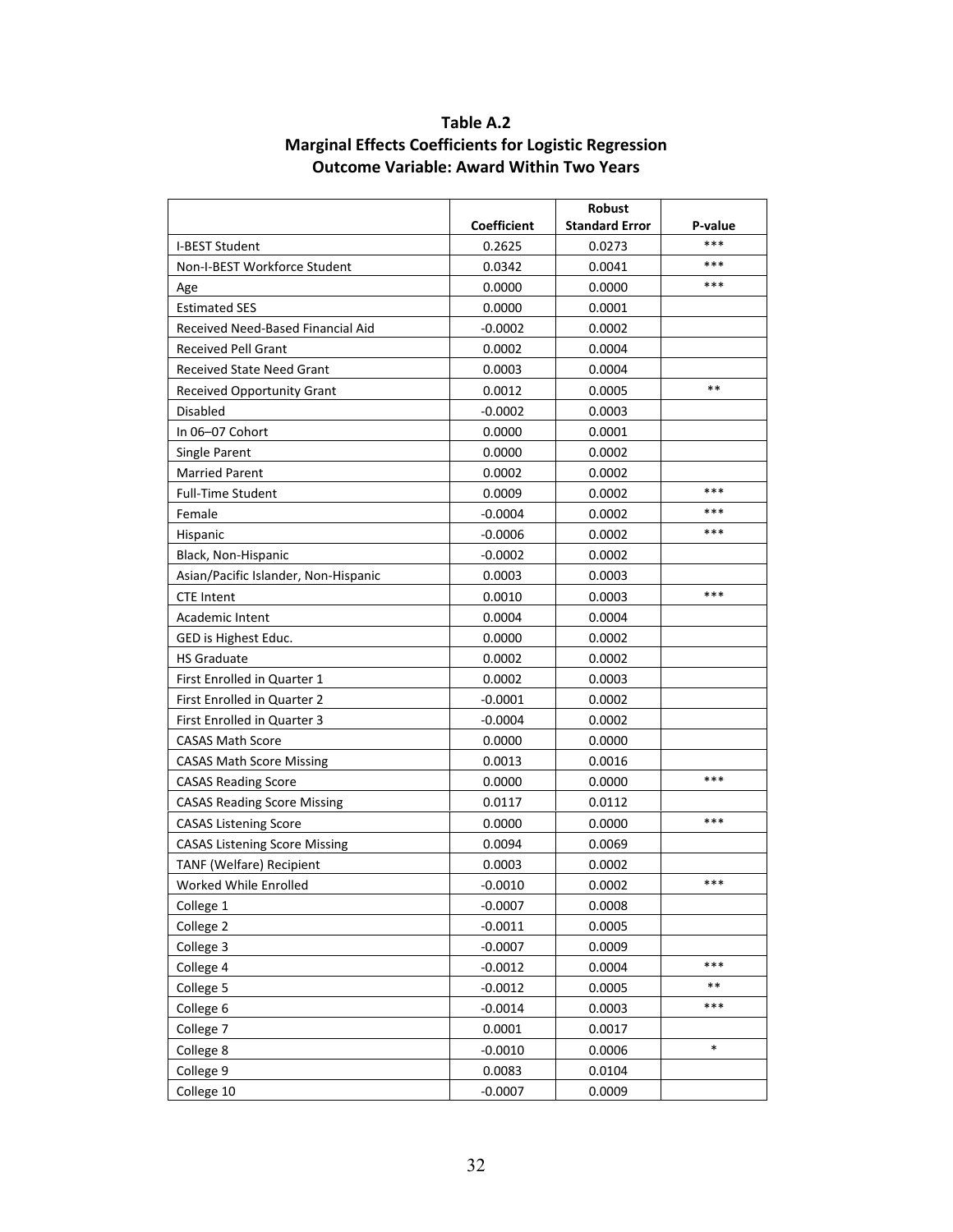**Table A.2**
**Marginal Effects Coefficients for Logistic Regression**
**Outcome Variable: Award Within Two Years**

| | Coefficient | Robust Standard Error | P-value |
|---|---|---|---|
| I-BEST Student | 0.2625 | 0.0273 | *** |
| Non-I-BEST Workforce Student | 0.0342 | 0.0041 | *** |
| Age | 0.0000 | 0.0000 | *** |
| Estimated SES | 0.0000 | 0.0001 | |
| Received Need-Based Financial Aid | -0.0002 | 0.0002 | |
| Received Pell Grant | 0.0002 | 0.0004 | |
| Received State Need Grant | 0.0003 | 0.0004 | |
| Received Opportunity Grant | 0.0012 | 0.0005 | ** |
| Disabled | -0.0002 | 0.0003 | |
| In 06–07 Cohort | 0.0000 | 0.0001 | |
| Single Parent | 0.0000 | 0.0002 | |
| Married Parent | 0.0002 | 0.0002 | |
| Full-Time Student | 0.0009 | 0.0002 | *** |
| Female | -0.0004 | 0.0002 | *** |
| Hispanic | -0.0006 | 0.0002 | *** |
| Black, Non-Hispanic | -0.0002 | 0.0002 | |
| Asian/Pacific Islander, Non-Hispanic | 0.0003 | 0.0003 | |
| CTE Intent | 0.0010 | 0.0003 | *** |
| Academic Intent | 0.0004 | 0.0004 | |
| GED is Highest Educ. | 0.0000 | 0.0002 | |
| HS Graduate | 0.0002 | 0.0002 | |
| First Enrolled in Quarter 1 | 0.0002 | 0.0003 | |
| First Enrolled in Quarter 2 | -0.0001 | 0.0002 | |
| First Enrolled in Quarter 3 | -0.0004 | 0.0002 | |
| CASAS Math Score | 0.0000 | 0.0000 | |
| CASAS Math Score Missing | 0.0013 | 0.0016 | |
| CASAS Reading Score | 0.0000 | 0.0000 | *** |
| CASAS Reading Score Missing | 0.0117 | 0.0112 | |
| CASAS Listening Score | 0.0000 | 0.0000 | *** |
| CASAS Listening Score Missing | 0.0094 | 0.0069 | |
| TANF (Welfare) Recipient | 0.0003 | 0.0002 | |
| Worked While Enrolled | -0.0010 | 0.0002 | *** |
| College 1 | -0.0007 | 0.0008 | |
| College 2 | -0.0011 | 0.0005 | |
| College 3 | -0.0007 | 0.0009 | |
| College 4 | -0.0012 | 0.0004 | *** |
| College 5 | -0.0012 | 0.0005 | ** |
| College 6 | -0.0014 | 0.0003 | *** |
| College 7 | 0.0001 | 0.0017 | |
| College 8 | -0.0010 | 0.0006 | * |
| College 9 | 0.0083 | 0.0104 | |
| College 10 | -0.0007 | 0.0009 | |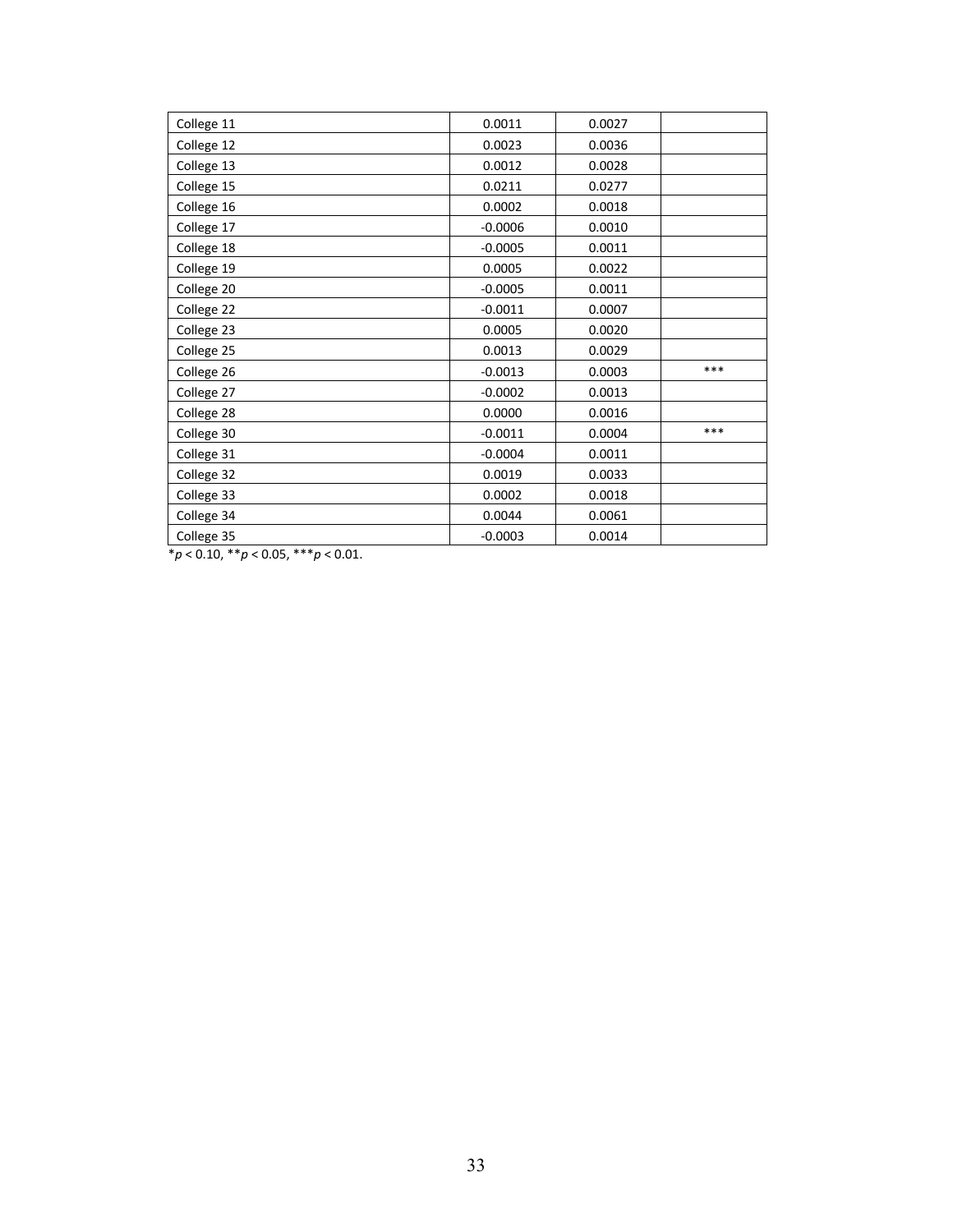| | | | |
|---|---|---|---|
| College 11 | 0.0011 | 0.0027 | |
| College 12 | 0.0023 | 0.0036 | |
| College 13 | 0.0012 | 0.0028 | |
| College 15 | 0.0211 | 0.0277 | |
| College 16 | 0.0002 | 0.0018 | |
| College 17 | -0.0006 | 0.0010 | |
| College 18 | -0.0005 | 0.0011 | |
| College 19 | 0.0005 | 0.0022 | |
| College 20 | -0.0005 | 0.0011 | |
| College 22 | -0.0011 | 0.0007 | |
| College 23 | 0.0005 | 0.0020 | |
| College 25 | 0.0013 | 0.0029 | |
| College 26 | -0.0013 | 0.0003 | *** |
| College 27 | -0.0002 | 0.0013 | |
| College 28 | 0.0000 | 0.0016 | |
| College 30 | -0.0011 | 0.0004 | *** |
| College 31 | -0.0004 | 0.0011 | |
| College 32 | 0.0019 | 0.0033 | |
| College 33 | 0.0002 | 0.0018 | |
| College 34 | 0.0044 | 0.0061 | |
| College 35 | -0.0003 | 0.0014 | |

*$p < 0.10$, **$p < 0.05$, ***$p < 0.01$.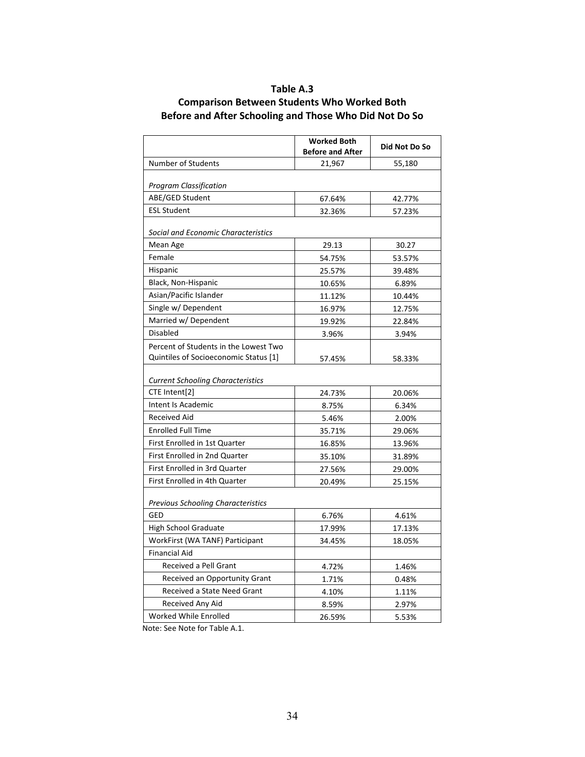**Table A.3**

**Comparison Between Students Who Worked Both Before and After Schooling and Those Who Did Not Do So**

| | Worked Both Before and After | Did Not Do So |
|---|---|---|
| Number of Students | 21,967 | 55,180 |
| *Program Classification* | | |
| ABE/GED Student | 67.64% | 42.77% |
| ESL Student | 32.36% | 57.23% |
| *Social and Economic Characteristics* | | |
| Mean Age | 29.13 | 30.27 |
| Female | 54.75% | 53.57% |
| Hispanic | 25.57% | 39.48% |
| Black, Non-Hispanic | 10.65% | 6.89% |
| Asian/Pacific Islander | 11.12% | 10.44% |
| Single w/ Dependent | 16.97% | 12.75% |
| Married w/ Dependent | 19.92% | 22.84% |
| Disabled | 3.96% | 3.94% |
| Percent of Students in the Lowest Two Quintiles of Socioeconomic Status [1] | 57.45% | 58.33% |
| *Current Schooling Characteristics* | | |
| CTE Intent[2] | 24.73% | 20.06% |
| Intent Is Academic | 8.75% | 6.34% |
| Received Aid | 5.46% | 2.00% |
| Enrolled Full Time | 35.71% | 29.06% |
| First Enrolled in 1st Quarter | 16.85% | 13.96% |
| First Enrolled in 2nd Quarter | 35.10% | 31.89% |
| First Enrolled in 3rd Quarter | 27.56% | 29.00% |
| First Enrolled in 4th Quarter | 20.49% | 25.15% |
| *Previous Schooling Characteristics* | | |
| GED | 6.76% | 4.61% |
| High School Graduate | 17.99% | 17.13% |
| WorkFirst (WA TANF) Participant | 34.45% | 18.05% |
| Financial Aid | | |
| Received a Pell Grant | 4.72% | 1.46% |
| Received an Opportunity Grant | 1.71% | 0.48% |
| Received a State Need Grant | 4.10% | 1.11% |
| Received Any Aid | 8.59% | 2.97% |
| Worked While Enrolled | 26.59% | 5.53% |

Note: See Note for Table A.1.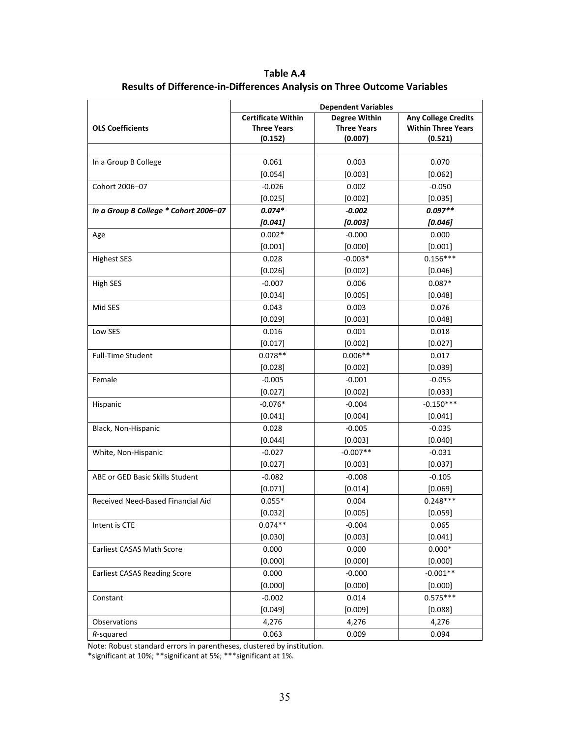**Table A.4**
**Results of Difference-in-Differences Analysis on Three Outcome Variables**

| OLS Coefficients | Dependent Variables | | |
|---|---|---|---|
| | **Certificate Within Three Years (0.152)** | **Degree Within Three Years (0.007)** | **Any College Credits Within Three Years (0.521)** |
| In a Group B College | 0.061 | 0.003 | 0.070 |
| | [0.054] | [0.003] | [0.062] |
| Cohort 2006–07 | -0.026 | 0.002 | -0.050 |
| | [0.025] | [0.002] | [0.035] |
| ***In a Group B College * Cohort 2006–07*** | ***0.074**** | ***-0.002*** | ***0.097***** |
| | ***[0.041]*** | ***[0.003]*** | ***[0.046]*** |
| Age | 0.002* | -0.000 | 0.000 |
| | [0.001] | [0.000] | [0.001] |
| Highest SES | 0.028 | -0.003* | 0.156*** |
| | [0.026] | [0.002] | [0.046] |
| High SES | -0.007 | 0.006 | 0.087* |
| | [0.034] | [0.005] | [0.048] |
| Mid SES | 0.043 | 0.003 | 0.076 |
| | [0.029] | [0.003] | [0.048] |
| Low SES | 0.016 | 0.001 | 0.018 |
| | [0.017] | [0.002] | [0.027] |
| Full-Time Student | 0.078** | 0.006** | 0.017 |
| | [0.028] | [0.002] | [0.039] |
| Female | -0.005 | -0.001 | -0.055 |
| | [0.027] | [0.002] | [0.033] |
| Hispanic | -0.076* | -0.004 | -0.150*** |
| | [0.041] | [0.004] | [0.041] |
| Black, Non-Hispanic | 0.028 | -0.005 | -0.035 |
| | [0.044] | [0.003] | [0.040] |
| White, Non-Hispanic | -0.027 | -0.007** | -0.031 |
| | [0.027] | [0.003] | [0.037] |
| ABE or GED Basic Skills Student | -0.082 | -0.008 | -0.105 |
| | [0.071] | [0.014] | [0.069] |
| Received Need-Based Financial Aid | 0.055* | 0.004 | 0.248*** |
| | [0.032] | [0.005] | [0.059] |
| Intent is CTE | 0.074** | -0.004 | 0.065 |
| | [0.030] | [0.003] | [0.041] |
| Earliest CASAS Math Score | 0.000 | 0.000 | 0.000* |
| | [0.000] | [0.000] | [0.000] |
| Earliest CASAS Reading Score | 0.000 | -0.000 | -0.001** |
| | [0.000] | [0.000] | [0.000] |
| Constant | -0.002 | 0.014 | 0.575*** |
| | [0.049] | [0.009] | [0.088] |
| Observations | 4,276 | 4,276 | 4,276 |
| *R*-squared | 0.063 | 0.009 | 0.094 |

Note: Robust standard errors in parentheses, clustered by institution.
*significant at 10%; **significant at 5%; ***significant at 1%.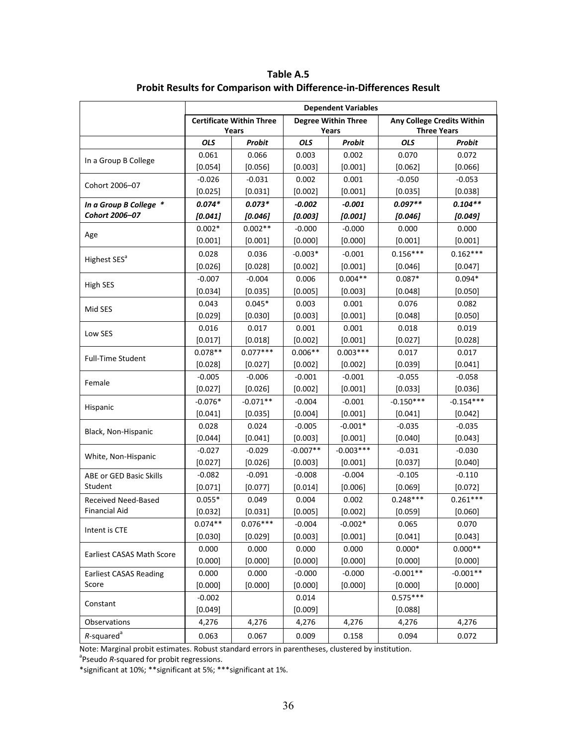**Table A.5**
**Probit Results for Comparison with Difference-in-Differences Result**

| | Dependent Variables | | | | | |
|---|---|---|---|---|---|---|
| | Certificate Within Three Years | | Degree Within Three Years | | Any College Credits Within Three Years | |
| | *OLS* | *Probit* | *OLS* | *Probit* | *OLS* | *Probit* |
| In a Group B College | 0.061<br>[0.054] | 0.066<br>[0.056] | 0.003<br>[0.003] | 0.002<br>[0.001] | 0.070<br>[0.062] | 0.072<br>[0.066] |
| Cohort 2006–07 | -0.026<br>[0.025] | -0.031<br>[0.031] | 0.002<br>[0.002] | 0.001<br>[0.001] | -0.050<br>[0.035] | -0.053<br>[0.038] |
| ***In a Group B College * Cohort 2006–07*** | ***0.074*<br>[0.041]*** | ***0.073*<br>[0.046]*** | ***-0.002<br>[0.003]*** | ***-0.001<br>[0.001]*** | ***0.097**<br>[0.046]*** | ***0.104**<br>[0.049]*** |
| Age | 0.002*<br>[0.001] | 0.002**<br>[0.001] | -0.000<br>[0.000] | -0.000<br>[0.000] | 0.000<br>[0.001] | 0.000<br>[0.001] |
| Highest SES[a] | 0.028<br>[0.026] | 0.036<br>[0.028] | -0.003*<br>[0.002] | -0.001<br>[0.001] | 0.156***<br>[0.046] | 0.162***<br>[0.047] |
| High SES | -0.007<br>[0.034] | -0.004<br>[0.035] | 0.006<br>[0.005] | 0.004**<br>[0.003] | 0.087*<br>[0.048] | 0.094*<br>[0.050] |
| Mid SES | 0.043<br>[0.029] | 0.045*<br>[0.030] | 0.003<br>[0.003] | 0.001<br>[0.001] | 0.076<br>[0.048] | 0.082<br>[0.050] |
| Low SES | 0.016<br>[0.017] | 0.017<br>[0.018] | 0.001<br>[0.002] | 0.001<br>[0.001] | 0.018<br>[0.027] | 0.019<br>[0.028] |
| Full-Time Student | 0.078**<br>[0.028] | 0.077***<br>[0.027] | 0.006**<br>[0.002] | 0.003***<br>[0.002] | 0.017<br>[0.039] | 0.017<br>[0.041] |
| Female | -0.005<br>[0.027] | -0.006<br>[0.026] | -0.001<br>[0.002] | -0.001<br>[0.001] | -0.055<br>[0.033] | -0.058<br>[0.036] |
| Hispanic | -0.076*<br>[0.041] | -0.071**<br>[0.035] | -0.004<br>[0.004] | -0.001<br>[0.001] | -0.150***<br>[0.041] | -0.154***<br>[0.042] |
| Black, Non-Hispanic | 0.028<br>[0.044] | 0.024<br>[0.041] | -0.005<br>[0.003] | -0.001*<br>[0.001] | -0.035<br>[0.040] | -0.035<br>[0.043] |
| White, Non-Hispanic | -0.027<br>[0.027] | -0.029<br>[0.026] | -0.007**<br>[0.003] | -0.003***<br>[0.001] | -0.031<br>[0.037] | -0.030<br>[0.040] |
| ABE or GED Basic Skills Student | -0.082<br>[0.071] | -0.091<br>[0.077] | -0.008<br>[0.014] | -0.004<br>[0.006] | -0.105<br>[0.069] | -0.110<br>[0.072] |
| Received Need-Based Financial Aid | 0.055*<br>[0.032] | 0.049<br>[0.031] | 0.004<br>[0.005] | 0.002<br>[0.002] | 0.248***<br>[0.059] | 0.261***<br>[0.060] |
| Intent is CTE | 0.074**<br>[0.030] | 0.076***<br>[0.029] | -0.004<br>[0.003] | -0.002*<br>[0.001] | 0.065<br>[0.041] | 0.070<br>[0.043] |
| Earliest CASAS Math Score | 0.000<br>[0.000] | 0.000<br>[0.000] | 0.000<br>[0.000] | 0.000<br>[0.000] | 0.000*<br>[0.000] | 0.000**<br>[0.000] |
| Earliest CASAS Reading Score | 0.000<br>[0.000] | 0.000<br>[0.000] | -0.000<br>[0.000] | -0.000<br>[0.000] | -0.001**<br>[0.000] | -0.001**<br>[0.000] |
| Constant | -0.002<br>[0.049] | | 0.014<br>[0.009] | | 0.575***<br>[0.088] | |
| Observations | 4,276 | 4,276 | 4,276 | 4,276 | 4,276 | 4,276 |
| *R*-squared[a] | 0.063 | 0.067 | 0.009 | 0.158 | 0.094 | 0.072 |

Note: Marginal probit estimates. Robust standard errors in parentheses, clustered by institution.
[a]Pseudo *R*-squared for probit regressions.
*significant at 10%; **significant at 5%; ***significant at 1%.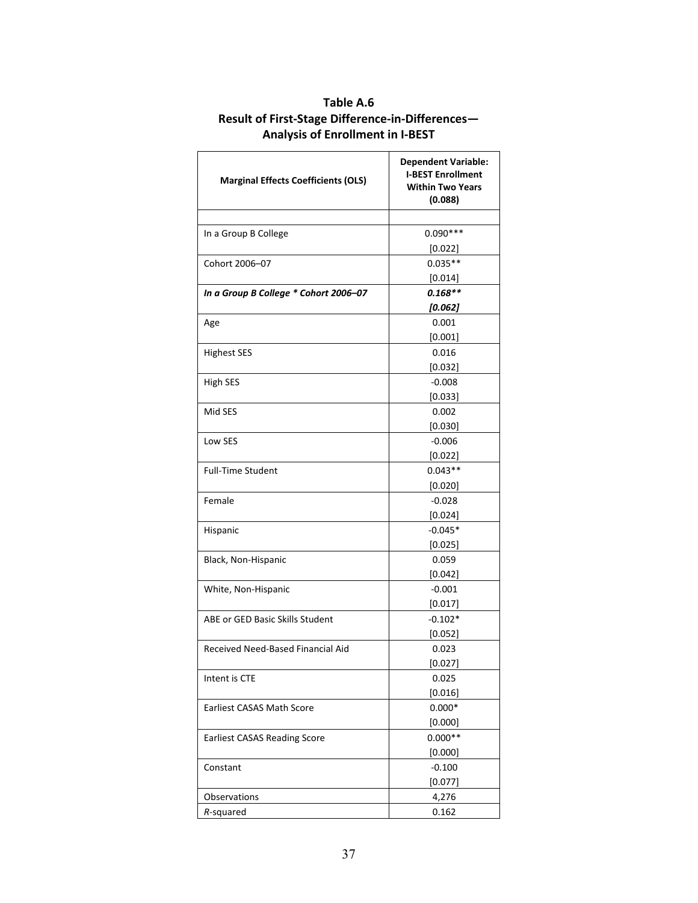**Table A.6**
**Result of First-Stage Difference-in-Differences—**
**Analysis of Enrollment in I-BEST**

| Marginal Effects Coefficients (OLS) | Dependent Variable: I-BEST Enrollment Within Two Years (0.088) |
|---|---|
| | |
| In a Group B College | 0.090*** [0.022] |
| Cohort 2006–07 | 0.035** [0.014] |
| ***In a Group B College * Cohort 2006–07*** | ***0.168** [0.062]*** |
| Age | 0.001 [0.001] |
| Highest SES | 0.016 [0.032] |
| High SES | -0.008 [0.033] |
| Mid SES | 0.002 [0.030] |
| Low SES | -0.006 [0.022] |
| Full-Time Student | 0.043** [0.020] |
| Female | -0.028 [0.024] |
| Hispanic | -0.045* [0.025] |
| Black, Non-Hispanic | 0.059 [0.042] |
| White, Non-Hispanic | -0.001 [0.017] |
| ABE or GED Basic Skills Student | -0.102* [0.052] |
| Received Need-Based Financial Aid | 0.023 [0.027] |
| Intent is CTE | 0.025 [0.016] |
| Earliest CASAS Math Score | 0.000* [0.000] |
| Earliest CASAS Reading Score | 0.000** [0.000] |
| Constant | -0.100 [0.077] |
| Observations | 4,276 |
| *R*-squared | 0.162 |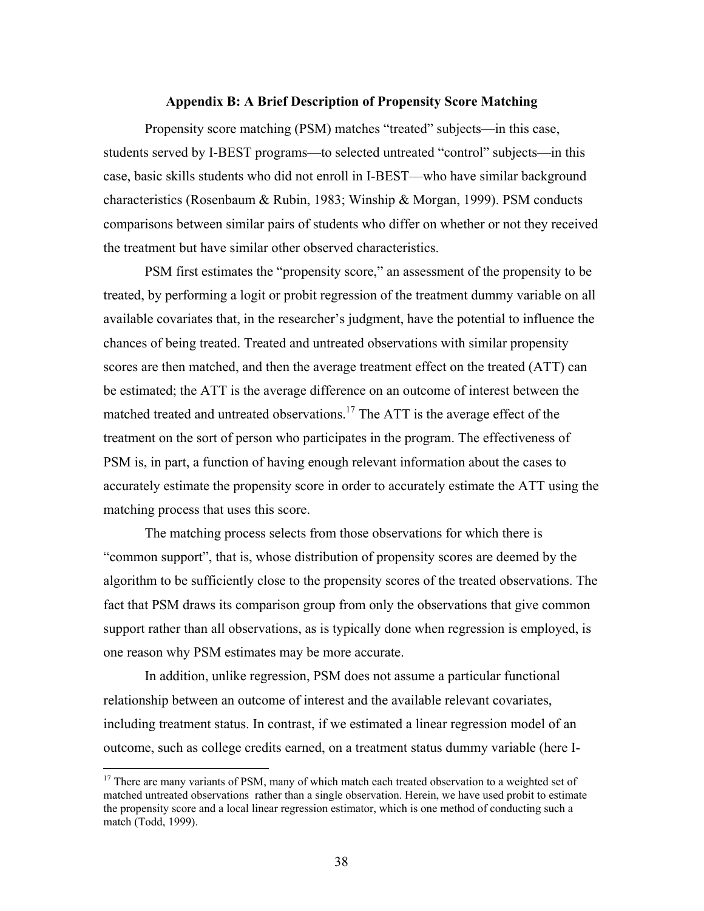## Appendix B: A Brief Description of Propensity Score Matching

Propensity score matching (PSM) matches "treated" subjects—in this case, students served by I-BEST programs—to selected untreated "control" subjects—in this case, basic skills students who did not enroll in I-BEST—who have similar background characteristics (Rosenbaum & Rubin, 1983; Winship & Morgan, 1999). PSM conducts comparisons between similar pairs of students who differ on whether or not they received the treatment but have similar other observed characteristics.

PSM first estimates the "propensity score," an assessment of the propensity to be treated, by performing a logit or probit regression of the treatment dummy variable on all available covariates that, in the researcher's judgment, have the potential to influence the chances of being treated. Treated and untreated observations with similar propensity scores are then matched, and then the average treatment effect on the treated (ATT) can be estimated; the ATT is the average difference on an outcome of interest between the matched treated and untreated observations.[17] The ATT is the average effect of the treatment on the sort of person who participates in the program. The effectiveness of PSM is, in part, a function of having enough relevant information about the cases to accurately estimate the propensity score in order to accurately estimate the ATT using the matching process that uses this score.

The matching process selects from those observations for which there is "common support", that is, whose distribution of propensity scores are deemed by the algorithm to be sufficiently close to the propensity scores of the treated observations. The fact that PSM draws its comparison group from only the observations that give common support rather than all observations, as is typically done when regression is employed, is one reason why PSM estimates may be more accurate.

In addition, unlike regression, PSM does not assume a particular functional relationship between an outcome of interest and the available relevant covariates, including treatment status. In contrast, if we estimated a linear regression model of an outcome, such as college credits earned, on a treatment status dummy variable (here I-

[17] There are many variants of PSM, many of which match each treated observation to a weighted set of matched untreated observations rather than a single observation. Herein, we have used probit to estimate the propensity score and a local linear regression estimator, which is one method of conducting such a match (Todd, 1999).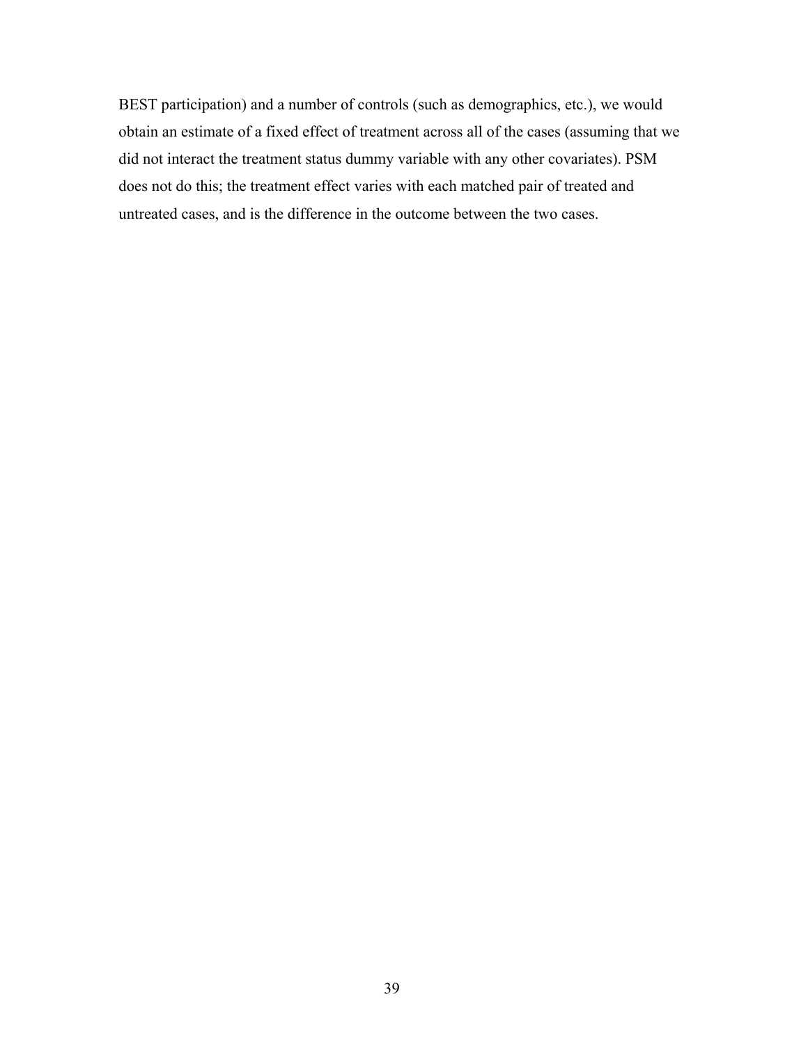BEST participation) and a number of controls (such as demographics, etc.), we would obtain an estimate of a fixed effect of treatment across all of the cases (assuming that we did not interact the treatment status dummy variable with any other covariates). PSM does not do this; the treatment effect varies with each matched pair of treated and untreated cases, and is the difference in the outcome between the two cases.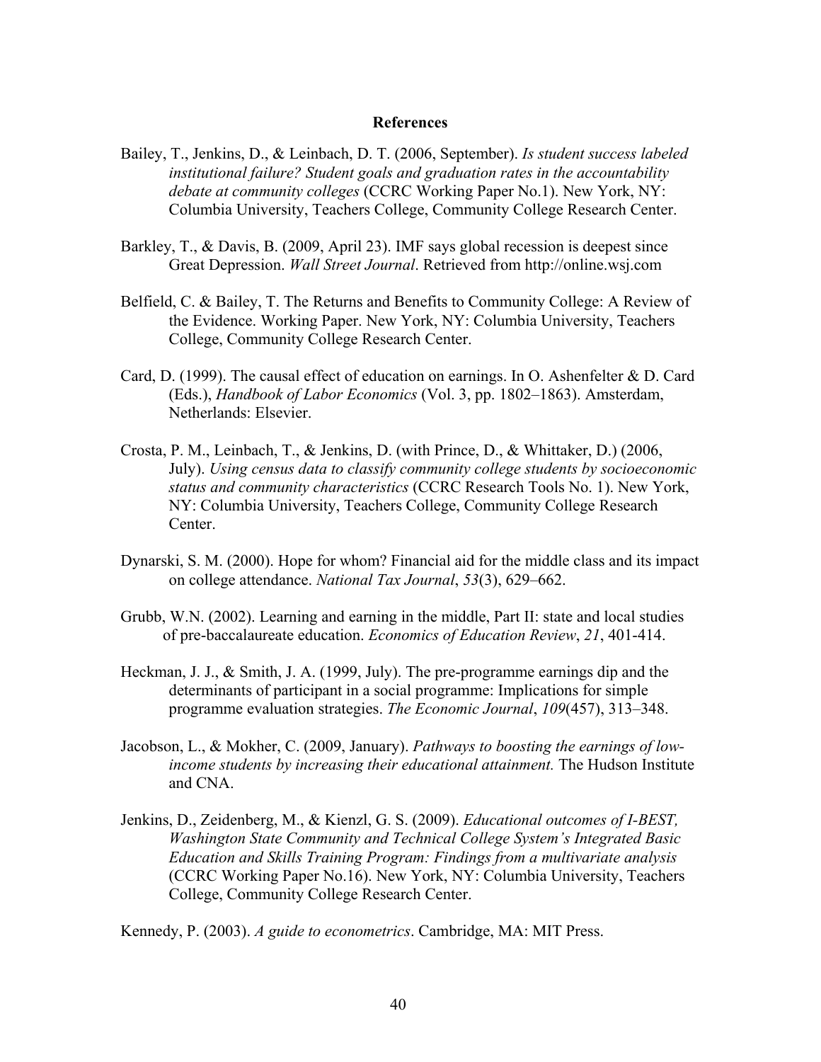## References

Bailey, T., Jenkins, D., & Leinbach, D. T. (2006, September). *Is student success labeled institutional failure? Student goals and graduation rates in the accountability debate at community colleges* (CCRC Working Paper No.1). New York, NY: Columbia University, Teachers College, Community College Research Center.

Barkley, T., & Davis, B. (2009, April 23). IMF says global recession is deepest since Great Depression. *Wall Street Journal*. Retrieved from http://online.wsj.com

Belfield, C. & Bailey, T. The Returns and Benefits to Community College: A Review of the Evidence. Working Paper. New York, NY: Columbia University, Teachers College, Community College Research Center.

Card, D. (1999). The causal effect of education on earnings. In O. Ashenfelter & D. Card (Eds.), *Handbook of Labor Economics* (Vol. 3, pp. 1802–1863). Amsterdam, Netherlands: Elsevier.

Crosta, P. M., Leinbach, T., & Jenkins, D. (with Prince, D., & Whittaker, D.) (2006, July). *Using census data to classify community college students by socioeconomic status and community characteristics* (CCRC Research Tools No. 1). New York, NY: Columbia University, Teachers College, Community College Research Center.

Dynarski, S. M. (2000). Hope for whom? Financial aid for the middle class and its impact on college attendance. *National Tax Journal*, *53*(3), 629–662.

Grubb, W.N. (2002). Learning and earning in the middle, Part II: state and local studies of pre-baccalaureate education. *Economics of Education Review*, *21*, 401-414.

Heckman, J. J., & Smith, J. A. (1999, July). The pre-programme earnings dip and the determinants of participant in a social programme: Implications for simple programme evaluation strategies. *The Economic Journal*, *109*(457), 313–348.

Jacobson, L., & Mokher, C. (2009, January). *Pathways to boosting the earnings of low-income students by increasing their educational attainment.* The Hudson Institute and CNA.

Jenkins, D., Zeidenberg, M., & Kienzl, G. S. (2009). *Educational outcomes of I-BEST, Washington State Community and Technical College System's Integrated Basic Education and Skills Training Program: Findings from a multivariate analysis* (CCRC Working Paper No.16). New York, NY: Columbia University, Teachers College, Community College Research Center.

Kennedy, P. (2003). *A guide to econometrics*. Cambridge, MA: MIT Press.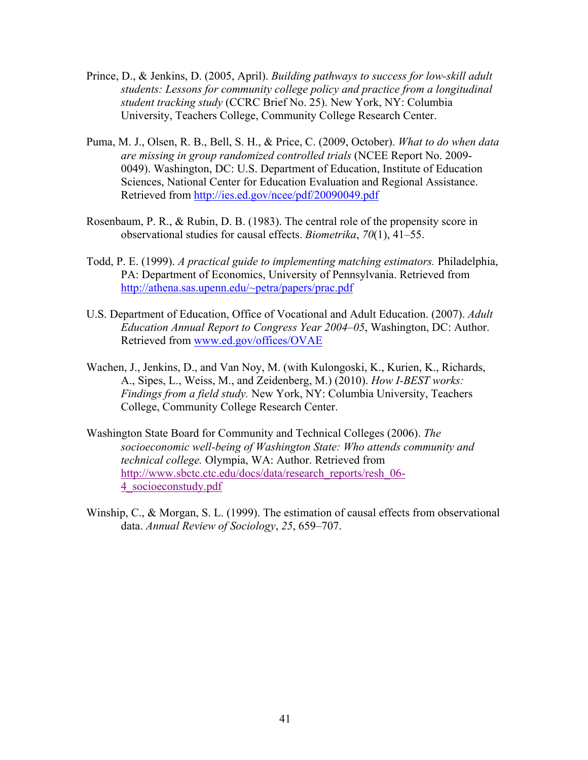Prince, D., & Jenkins, D. (2005, April). *Building pathways to success for low-skill adult students: Lessons for community college policy and practice from a longitudinal student tracking study* (CCRC Brief No. 25). New York, NY: Columbia University, Teachers College, Community College Research Center.

Puma, M. J., Olsen, R. B., Bell, S. H., & Price, C. (2009, October). *What to do when data are missing in group randomized controlled trials* (NCEE Report No. 2009-0049). Washington, DC: U.S. Department of Education, Institute of Education Sciences, National Center for Education Evaluation and Regional Assistance. Retrieved from http://ies.ed.gov/ncee/pdf/20090049.pdf

Rosenbaum, P. R., & Rubin, D. B. (1983). The central role of the propensity score in observational studies for causal effects. *Biometrika*, *70*(1), 41–55.

Todd, P. E. (1999). *A practical guide to implementing matching estimators.* Philadelphia, PA: Department of Economics, University of Pennsylvania. Retrieved from http://athena.sas.upenn.edu/~petra/papers/prac.pdf

U.S. Department of Education, Office of Vocational and Adult Education. (2007). *Adult Education Annual Report to Congress Year 2004–05*, Washington, DC: Author. Retrieved from www.ed.gov/offices/OVAE

Wachen, J., Jenkins, D., and Van Noy, M. (with Kulongoski, K., Kurien, K., Richards, A., Sipes, L., Weiss, M., and Zeidenberg, M.) (2010). *How I-BEST works: Findings from a field study.* New York, NY: Columbia University, Teachers College, Community College Research Center.

Washington State Board for Community and Technical Colleges (2006). *The socioeconomic well-being of Washington State: Who attends community and technical college.* Olympia, WA: Author. Retrieved from http://www.sbctc.ctc.edu/docs/data/research_reports/resh_06-4_socioeconstudy.pdf

Winship, C., & Morgan, S. L. (1999). The estimation of causal effects from observational data. *Annual Review of Sociology*, *25*, 659–707.